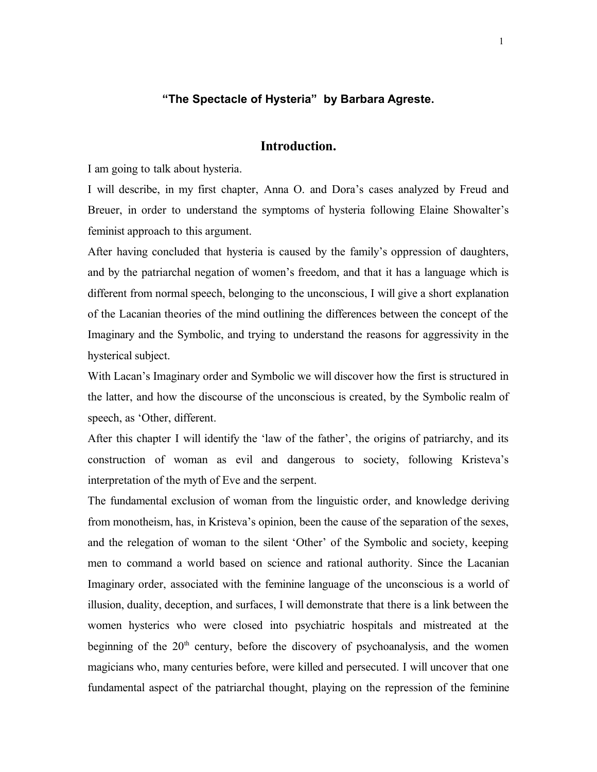**"The Spectacle of Hysteria" by Barbara Agreste.**

## Introduction.

I am going to talk about hysteria.

I will describe, in my first chapter, Anna O. and Dora's cases analyzed by Freud and Breuer, in order to understand the symptoms of hysteria following Elaine Showalter's feminist approach to this argument.

After having concluded that hysteria is caused by the family's oppression of daughters, and by the patriarchal negation of women's freedom, and that it has a language which is different from normal speech, belonging to the unconscious, I will give a short explanation of the Lacanian theories of the mind outlining the differences between the concept of the Imaginary and the Symbolic, and trying to understand the reasons for aggressivity in the hysterical subject.

With Lacan's Imaginary order and Symbolic we will discover how the first is structured in the latter, and how the discourse of the unconscious is created, by the Symbolic realm of speech, as 'Other, different.

After this chapter I will identify the 'law of the father', the origins of patriarchy, and its construction of woman as evil and dangerous to society, following Kristeva's interpretation of the myth of Eve and the serpent.

The fundamental exclusion of woman from the linguistic order, and knowledge deriving from monotheism, has, in Kristeva's opinion, been the cause of the separation of the sexes, and the relegation of woman to the silent 'Other' of the Symbolic and society, keeping men to command a world based on science and rational authority. Since the Lacanian Imaginary order, associated with the feminine language of the unconscious is a world of illusion, duality, deception, and surfaces, I will demonstrate that there is a link between the women hysterics who were closed into psychiatric hospitals and mistreated at the beginning of the 20th century, before the discovery of psychoanalysis, and the women magicians who, many centuries before, were killed and persecuted. I will uncover that one fundamental aspect of the patriarchal thought, playing on the repression of the feminine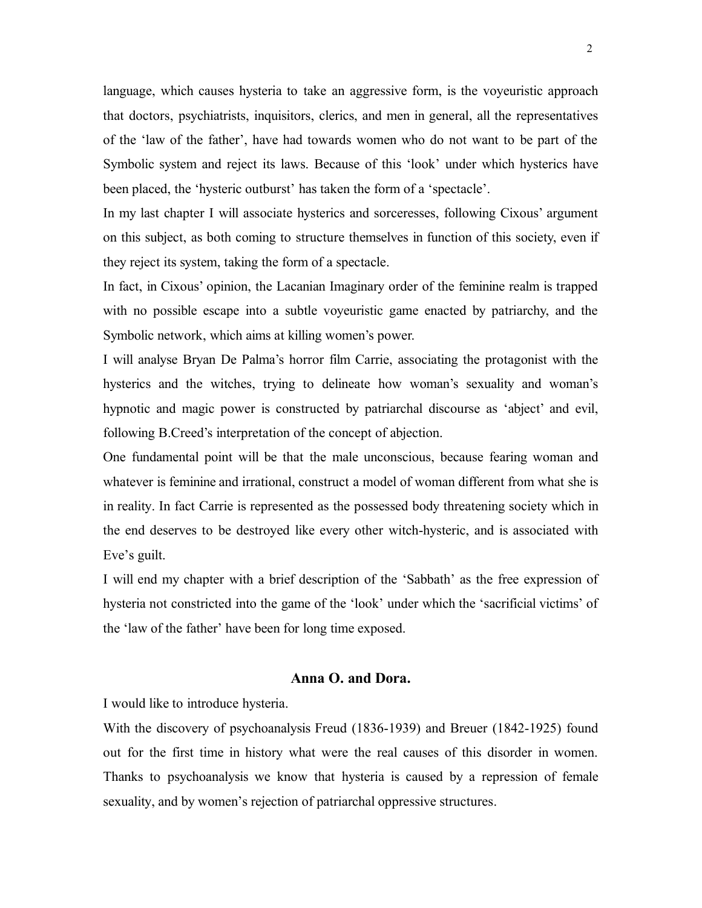language, which causes hysteria to take an aggressive form, is the voyeuristic approach that doctors, psychiatrists, inquisitors, clerics, and men in general, all the representatives of the 'law of the father', have had towards women who do not want to be part of the Symbolic system and reject its laws. Because of this 'look' under which hysterics have been placed, the 'hysteric outburst' has taken the form of a 'spectacle'.

In my last chapter I will associate hysterics and sorceresses, following Cixous' argument on this subject, as both coming to structure themselves in function of this society, even if they reject its system, taking the form of a spectacle.

In fact, in Cixous' opinion, the Lacanian Imaginary order of the feminine realm is trapped with no possible escape into a subtle voyeuristic game enacted by patriarchy, and the Symbolic network, which aims at killing women's power.

I will analyse Bryan De Palma's horror film Carrie, associating the protagonist with the hysterics and the witches, trying to delineate how woman's sexuality and woman's hypnotic and magic power is constructed by patriarchal discourse as 'abject' and evil, following B.Creed's interpretation of the concept of abjection.

One fundamental point will be that the male unconscious, because fearing woman and whatever is feminine and irrational, construct a model of woman different from what she is in reality. In fact Carrie is represented as the possessed body threatening society which in the end deserves to be destroyed like every other witch-hysteric, and is associated with Eve's guilt.

I will end my chapter with a brief description of the 'Sabbath' as the free expression of hysteria not constricted into the game of the 'look' under which the 'sacrificial victims' of the 'law of the father' have been for long time exposed.

## Anna O. and Dora.

I would like to introduce hysteria.

With the discovery of psychoanalysis Freud (1836-1939) and Breuer (1842-1925) found out for the first time in history what were the real causes of this disorder in women. Thanks to psychoanalysis we know that hysteria is caused by a repression of female sexuality, and by women's rejection of patriarchal oppressive structures.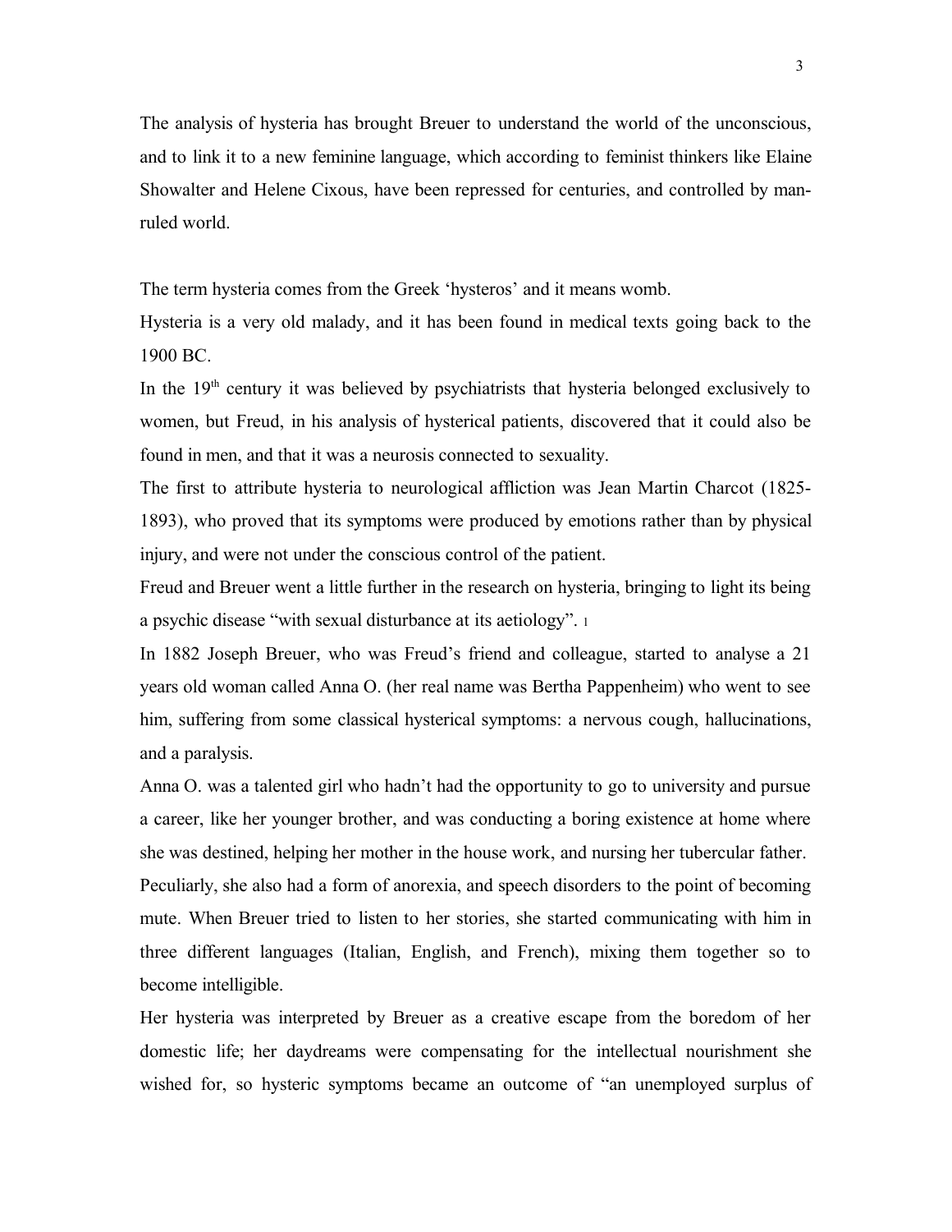The analysis of hysteria has brought Breuer to understand the world of the unconscious, and to link it to a new feminine language, which according to feminist thinkers like Elaine Showalter and Helene Cixous, have been repressed for centuries, and controlled by man-ruled world.

The term hysteria comes from the Greek 'hysteros' and it means womb.

Hysteria is a very old malady, and it has been found in medical texts going back to the 1900 BC.

In the 19th century it was believed by psychiatrists that hysteria belonged exclusively to women, but Freud, in his analysis of hysterical patients, discovered that it could also be found in men, and that it was a neurosis connected to sexuality.

The first to attribute hysteria to neurological affliction was Jean Martin Charcot (1825-1893), who proved that its symptoms were produced by emotions rather than by physical injury, and were not under the conscious control of the patient.

Freud and Breuer went a little further in the research on hysteria, bringing to light its being a psychic disease "with sexual disturbance at its aetiology". [1]

In 1882 Joseph Breuer, who was Freud's friend and colleague, started to analyse a 21 years old woman called Anna O. (her real name was Bertha Pappenheim) who went to see him, suffering from some classical hysterical symptoms: a nervous cough, hallucinations, and a paralysis.

Anna O. was a talented girl who hadn't had the opportunity to go to university and pursue a career, like her younger brother, and was conducting a boring existence at home where she was destined, helping her mother in the house work, and nursing her tubercular father.

Peculiarly, she also had a form of anorexia, and speech disorders to the point of becoming mute. When Breuer tried to listen to her stories, she started communicating with him in three different languages (Italian, English, and French), mixing them together so to become intelligible.

Her hysteria was interpreted by Breuer as a creative escape from the boredom of her domestic life; her daydreams were compensating for the intellectual nourishment she wished for, so hysteric symptoms became an outcome of "an unemployed surplus of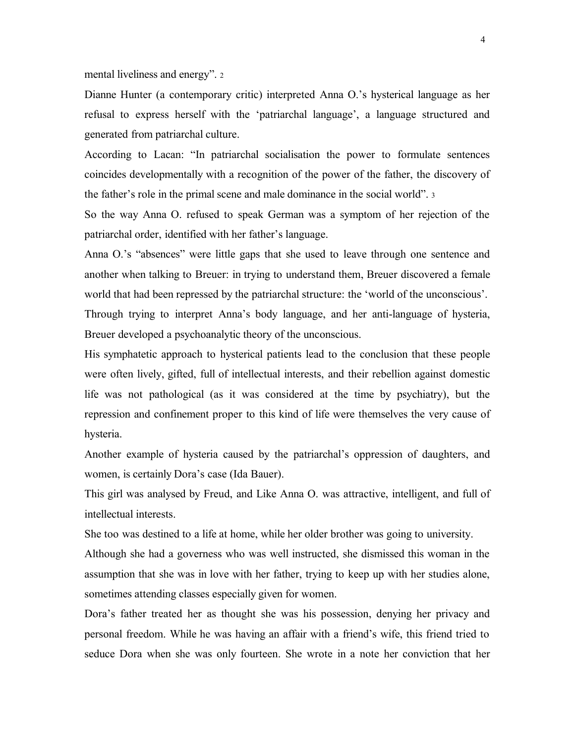mental liveliness and energy”. [2]

Dianne Hunter (a contemporary critic) interpreted Anna O.’s hysterical language as her refusal to express herself with the ‘patriarchal language’, a language structured and generated from patriarchal culture.

According to Lacan: “In patriarchal socialisation the power to formulate sentences coincides developmentally with a recognition of the power of the father, the discovery of the father’s role in the primal scene and male dominance in the social world”. [3]

So the way Anna O. refused to speak German was a symptom of her rejection of the patriarchal order, identified with her father’s language.

Anna O.’s “absences” were little gaps that she used to leave through one sentence and another when talking to Breuer: in trying to understand them, Breuer discovered a female world that had been repressed by the patriarchal structure: the ‘world of the unconscious’.

Through trying to interpret Anna’s body language, and her anti-language of hysteria, Breuer developed a psychoanalytic theory of the unconscious.

His symphatetic approach to hysterical patients lead to the conclusion that these people were often lively, gifted, full of intellectual interests, and their rebellion against domestic life was not pathological (as it was considered at the time by psychiatry), but the repression and confinement proper to this kind of life were themselves the very cause of hysteria.

Another example of hysteria caused by the patriarchal’s oppression of daughters, and women, is certainly Dora’s case (Ida Bauer).

This girl was analysed by Freud, and Like Anna O. was attractive, intelligent, and full of intellectual interests.

She too was destined to a life at home, while her older brother was going to university.

Although she had a governess who was well instructed, she dismissed this woman in the assumption that she was in love with her father, trying to keep up with her studies alone, sometimes attending classes especially given for women.

Dora’s father treated her as thought she was his possession, denying her privacy and personal freedom. While he was having an affair with a friend’s wife, this friend tried to seduce Dora when she was only fourteen. She wrote in a note her conviction that her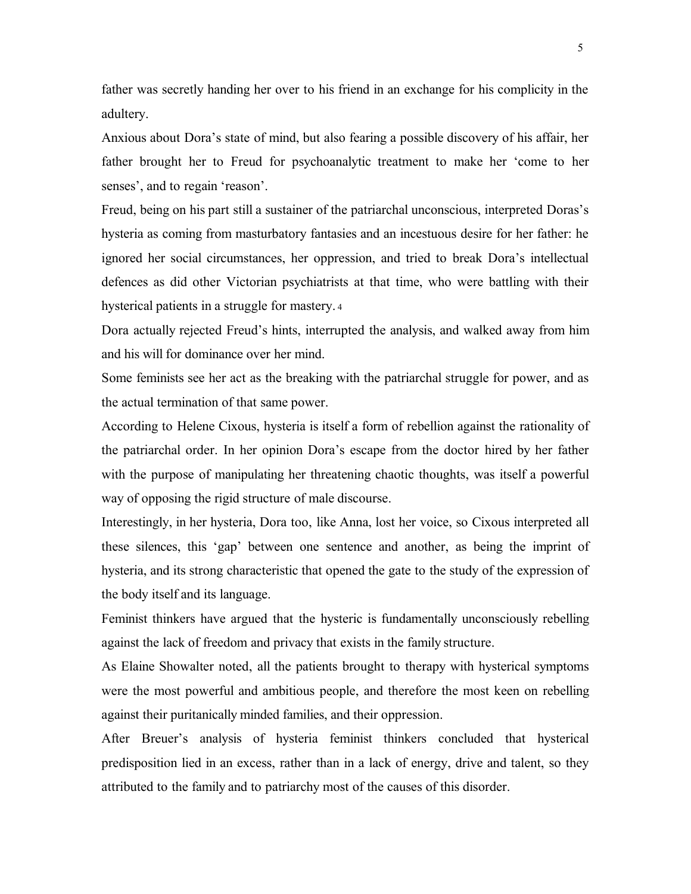father was secretly handing her over to his friend in an exchange for his complicity in the adultery.

Anxious about Dora's state of mind, but also fearing a possible discovery of his affair, her father brought her to Freud for psychoanalytic treatment to make her 'come to her senses', and to regain 'reason'.

Freud, being on his part still a sustainer of the patriarchal unconscious, interpreted Doras's hysteria as coming from masturbatory fantasies and an incestuous desire for her father: he ignored her social circumstances, her oppression, and tried to break Dora's intellectual defences as did other Victorian psychiatrists at that time, who were battling with their hysterical patients in a struggle for mastery. [4]

Dora actually rejected Freud's hints, interrupted the analysis, and walked away from him and his will for dominance over her mind.

Some feminists see her act as the breaking with the patriarchal struggle for power, and as the actual termination of that same power.

According to Helene Cixous, hysteria is itself a form of rebellion against the rationality of the patriarchal order. In her opinion Dora's escape from the doctor hired by her father with the purpose of manipulating her threatening chaotic thoughts, was itself a powerful way of opposing the rigid structure of male discourse.

Interestingly, in her hysteria, Dora too, like Anna, lost her voice, so Cixous interpreted all these silences, this 'gap' between one sentence and another, as being the imprint of hysteria, and its strong characteristic that opened the gate to the study of the expression of the body itself and its language.

Feminist thinkers have argued that the hysteric is fundamentally unconsciously rebelling against the lack of freedom and privacy that exists in the family structure.

As Elaine Showalter noted, all the patients brought to therapy with hysterical symptoms were the most powerful and ambitious people, and therefore the most keen on rebelling against their puritanically minded families, and their oppression.

After Breuer's analysis of hysteria feminist thinkers concluded that hysterical predisposition lied in an excess, rather than in a lack of energy, drive and talent, so they attributed to the family and to patriarchy most of the causes of this disorder.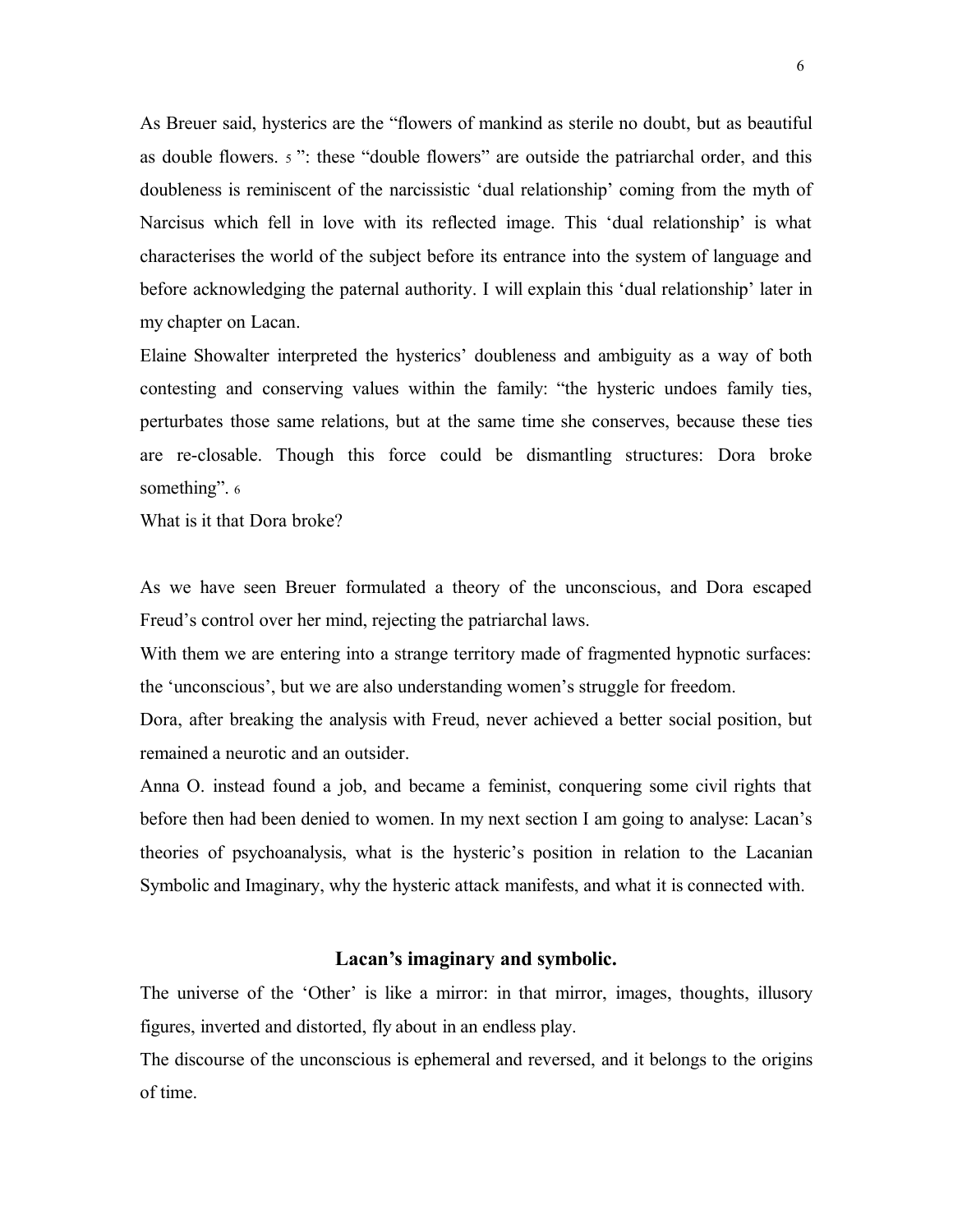As Breuer said, hysterics are the “flowers of mankind as sterile no doubt, but as beautiful as double flowers. [5] ”: these “double flowers” are outside the patriarchal order, and this doubleness is reminiscent of the narcissistic ‘dual relationship’ coming from the myth of Narcisus which fell in love with its reflected image. This ‘dual relationship’ is what characterises the world of the subject before its entrance into the system of language and before acknowledging the paternal authority. I will explain this ‘dual relationship’ later in my chapter on Lacan.

Elaine Showalter interpreted the hysterics’ doubleness and ambiguity as a way of both contesting and conserving values within the family: “the hysteric undoes family ties, perturbates those same relations, but at the same time she conserves, because these ties are re-closable. Though this force could be dismantling structures: Dora broke something”. [6]

What is it that Dora broke?

As we have seen Breuer formulated a theory of the unconscious, and Dora escaped Freud’s control over her mind, rejecting the patriarchal laws.

With them we are entering into a strange territory made of fragmented hypnotic surfaces: the ‘unconscious’, but we are also understanding women’s struggle for freedom.

Dora, after breaking the analysis with Freud, never achieved a better social position, but remained a neurotic and an outsider.

Anna O. instead found a job, and became a feminist, conquering some civil rights that before then had been denied to women. In my next section I am going to analyse: Lacan’s theories of psychoanalysis, what is the hysteric’s position in relation to the Lacanian Symbolic and Imaginary, why the hysteric attack manifests, and what it is connected with.

## Lacan’s imaginary and symbolic.

The universe of the ‘Other’ is like a mirror: in that mirror, images, thoughts, illusory figures, inverted and distorted, fly about in an endless play.

The discourse of the unconscious is ephemeral and reversed, and it belongs to the origins of time.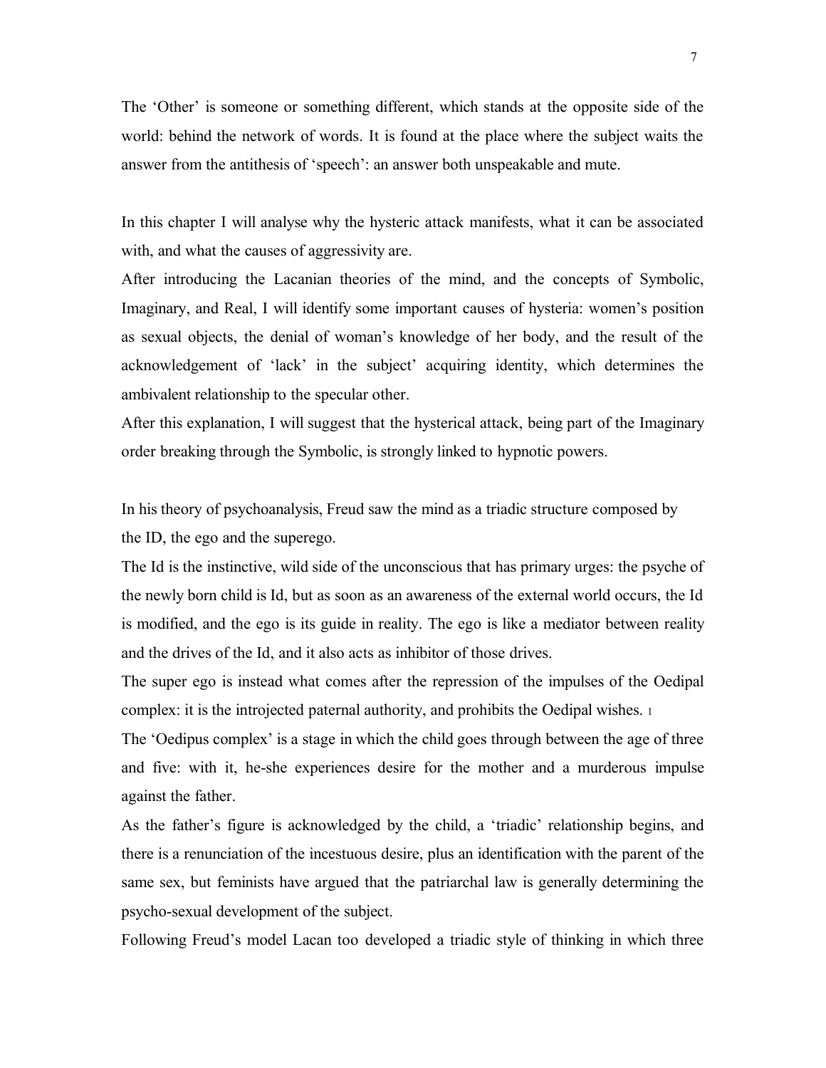The 'Other' is someone or something different, which stands at the opposite side of the world: behind the network of words. It is found at the place where the subject waits the answer from the antithesis of 'speech': an answer both unspeakable and mute.

In this chapter I will analyse why the hysteric attack manifests, what it can be associated with, and what the causes of aggressivity are.

After introducing the Lacanian theories of the mind, and the concepts of Symbolic, Imaginary, and Real, I will identify some important causes of hysteria: women's position as sexual objects, the denial of woman's knowledge of her body, and the result of the acknowledgement of 'lack' in the subject' acquiring identity, which determines the ambivalent relationship to the specular other.

After this explanation, I will suggest that the hysterical attack, being part of the Imaginary order breaking through the Symbolic, is strongly linked to hypnotic powers.

In his theory of psychoanalysis, Freud saw the mind as a triadic structure composed by the ID, the ego and the superego.

The Id is the instinctive, wild side of the unconscious that has primary urges: the psyche of the newly born child is Id, but as soon as an awareness of the external world occurs, the Id is modified, and the ego is its guide in reality. The ego is like a mediator between reality and the drives of the Id, and it also acts as inhibitor of those drives.

The super ego is instead what comes after the repression of the impulses of the Oedipal complex: it is the introjected paternal authority, and prohibits the Oedipal wishes. [1]

The 'Oedipus complex' is a stage in which the child goes through between the age of three and five: with it, he-she experiences desire for the mother and a murderous impulse against the father.

As the father's figure is acknowledged by the child, a 'triadic' relationship begins, and there is a renunciation of the incestuous desire, plus an identification with the parent of the same sex, but feminists have argued that the patriarchal law is generally determining the psycho-sexual development of the subject.

Following Freud's model Lacan too developed a triadic style of thinking in which three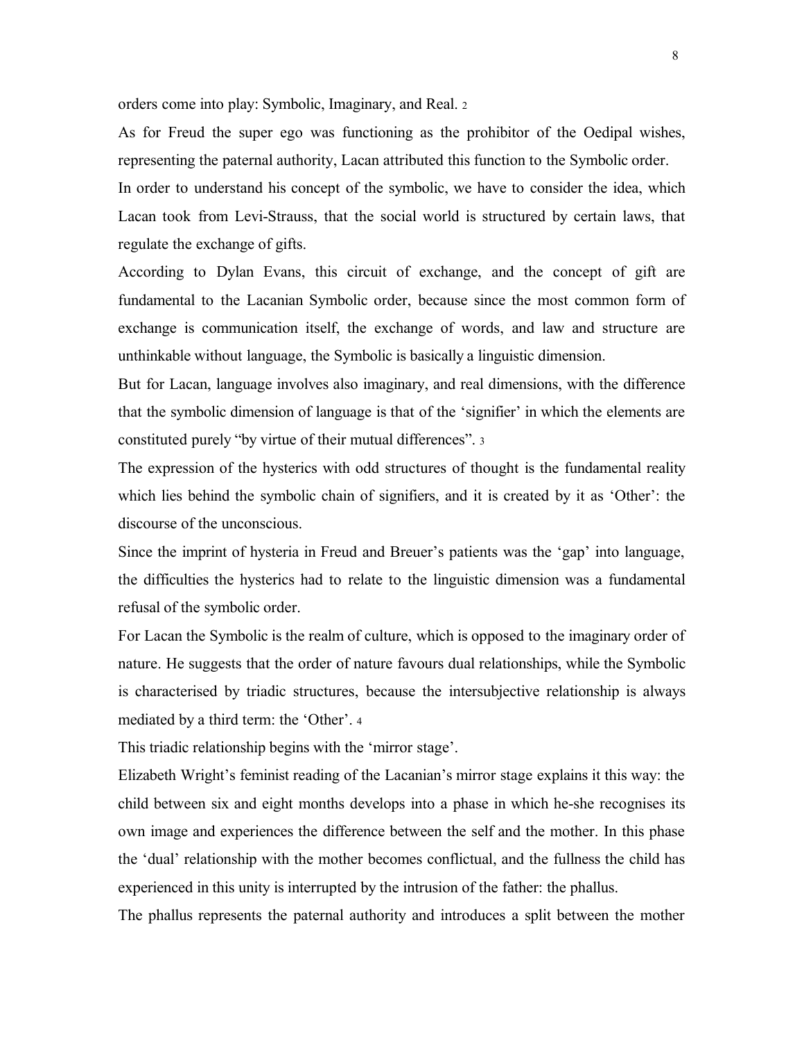orders come into play: Symbolic, Imaginary, and Real. [2]

As for Freud the super ego was functioning as the prohibitor of the Oedipal wishes, representing the paternal authority, Lacan attributed this function to the Symbolic order.

In order to understand his concept of the symbolic, we have to consider the idea, which Lacan took from Levi-Strauss, that the social world is structured by certain laws, that regulate the exchange of gifts.

According to Dylan Evans, this circuit of exchange, and the concept of gift are fundamental to the Lacanian Symbolic order, because since the most common form of exchange is communication itself, the exchange of words, and law and structure are unthinkable without language, the Symbolic is basically a linguistic dimension.

But for Lacan, language involves also imaginary, and real dimensions, with the difference that the symbolic dimension of language is that of the 'signifier' in which the elements are constituted purely "by virtue of their mutual differences". [3]

The expression of the hysterics with odd structures of thought is the fundamental reality which lies behind the symbolic chain of signifiers, and it is created by it as 'Other': the discourse of the unconscious.

Since the imprint of hysteria in Freud and Breuer's patients was the 'gap' into language, the difficulties the hysterics had to relate to the linguistic dimension was a fundamental refusal of the symbolic order.

For Lacan the Symbolic is the realm of culture, which is opposed to the imaginary order of nature. He suggests that the order of nature favours dual relationships, while the Symbolic is characterised by triadic structures, because the intersubjective relationship is always mediated by a third term: the 'Other'. [4]

This triadic relationship begins with the 'mirror stage'.

Elizabeth Wright's feminist reading of the Lacanian's mirror stage explains it this way: the child between six and eight months develops into a phase in which he-she recognises its own image and experiences the difference between the self and the mother. In this phase the 'dual' relationship with the mother becomes conflictual, and the fullness the child has experienced in this unity is interrupted by the intrusion of the father: the phallus.

The phallus represents the paternal authority and introduces a split between the mother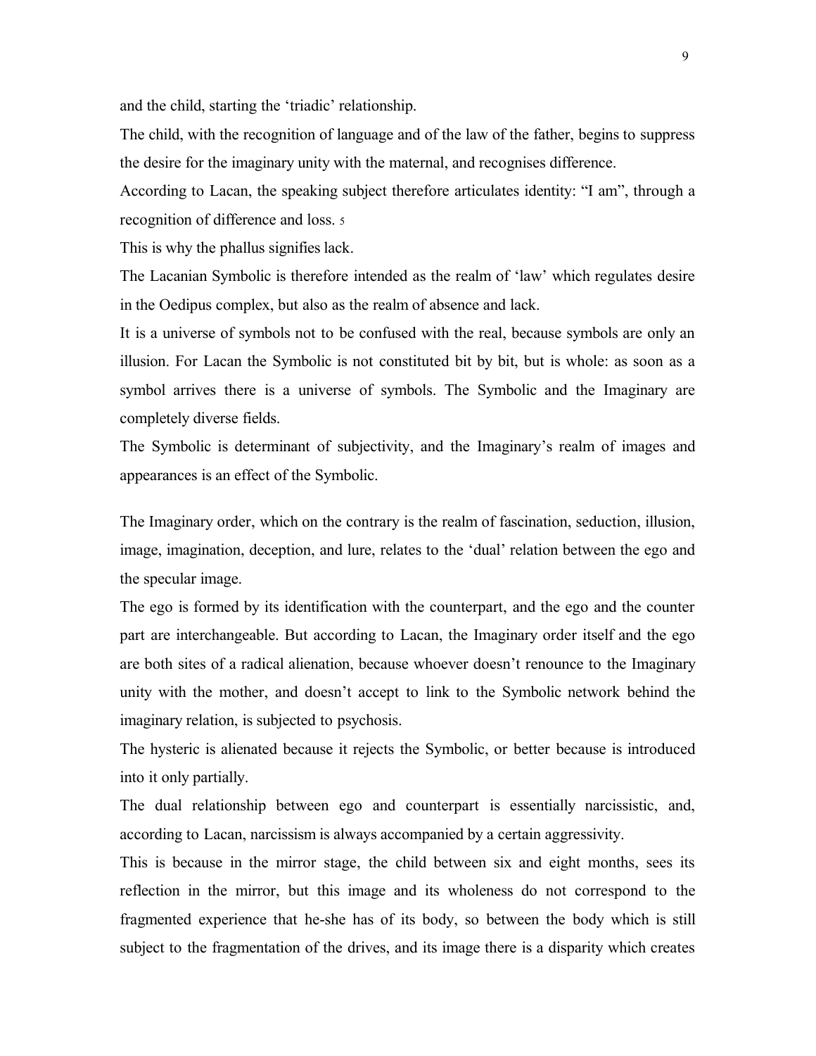and the child, starting the 'triadic' relationship.

The child, with the recognition of language and of the law of the father, begins to suppress the desire for the imaginary unity with the maternal, and recognises difference.

According to Lacan, the speaking subject therefore articulates identity: "I am", through a recognition of difference and loss. [5]

This is why the phallus signifies lack.

The Lacanian Symbolic is therefore intended as the realm of 'law' which regulates desire in the Oedipus complex, but also as the realm of absence and lack.

It is a universe of symbols not to be confused with the real, because symbols are only an illusion. For Lacan the Symbolic is not constituted bit by bit, but is whole: as soon as a symbol arrives there is a universe of symbols. The Symbolic and the Imaginary are completely diverse fields.

The Symbolic is determinant of subjectivity, and the Imaginary's realm of images and appearances is an effect of the Symbolic.

The Imaginary order, which on the contrary is the realm of fascination, seduction, illusion, image, imagination, deception, and lure, relates to the 'dual' relation between the ego and the specular image.

The ego is formed by its identification with the counterpart, and the ego and the counter part are interchangeable. But according to Lacan, the Imaginary order itself and the ego are both sites of a radical alienation, because whoever doesn't renounce to the Imaginary unity with the mother, and doesn't accept to link to the Symbolic network behind the imaginary relation, is subjected to psychosis.

The hysteric is alienated because it rejects the Symbolic, or better because is introduced into it only partially.

The dual relationship between ego and counterpart is essentially narcissistic, and, according to Lacan, narcissism is always accompanied by a certain aggressivity.

This is because in the mirror stage, the child between six and eight months, sees its reflection in the mirror, but this image and its wholeness do not correspond to the fragmented experience that he-she has of its body, so between the body which is still subject to the fragmentation of the drives, and its image there is a disparity which creates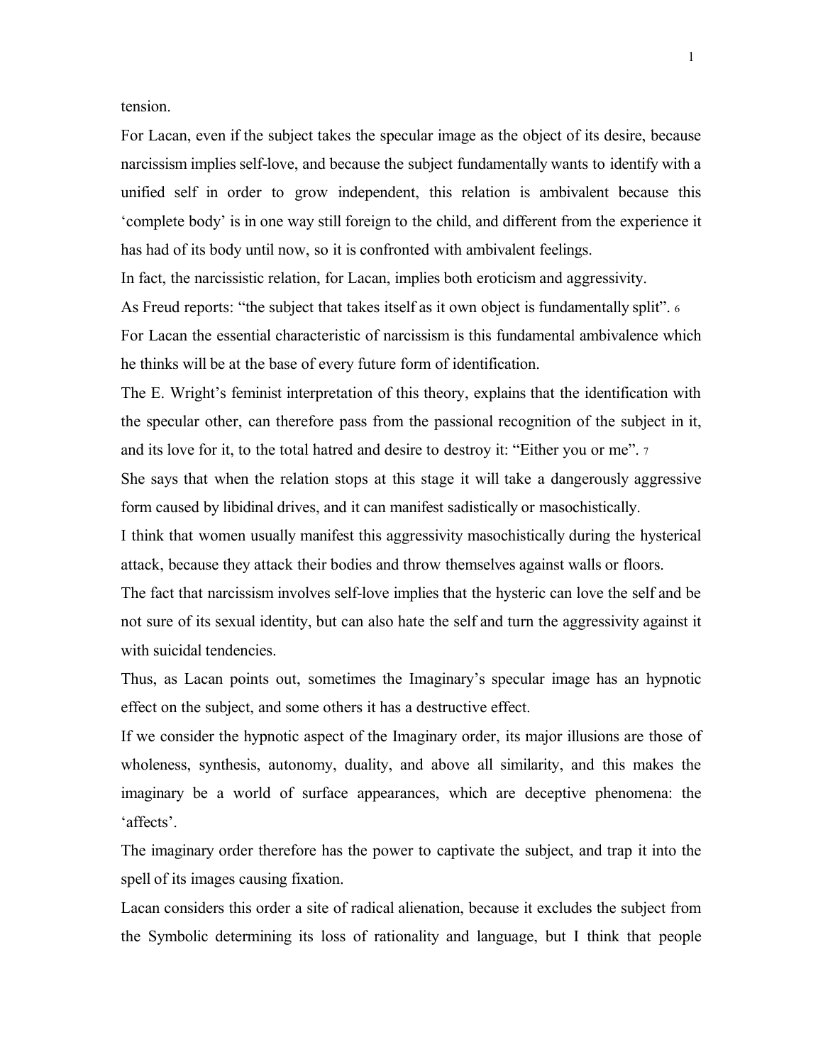tension.

For Lacan, even if the subject takes the specular image as the object of its desire, because narcissism implies self-love, and because the subject fundamentally wants to identify with a unified self in order to grow independent, this relation is ambivalent because this 'complete body' is in one way still foreign to the child, and different from the experience it has had of its body until now, so it is confronted with ambivalent feelings.

In fact, the narcissistic relation, for Lacan, implies both eroticism and aggressivity.

As Freud reports: "the subject that takes itself as it own object is fundamentally split". [6]

For Lacan the essential characteristic of narcissism is this fundamental ambivalence which he thinks will be at the base of every future form of identification.

The E. Wright's feminist interpretation of this theory, explains that the identification with the specular other, can therefore pass from the passional recognition of the subject in it, and its love for it, to the total hatred and desire to destroy it: "Either you or me". [7]

She says that when the relation stops at this stage it will take a dangerously aggressive form caused by libidinal drives, and it can manifest sadistically or masochistically.

I think that women usually manifest this aggressivity masochistically during the hysterical attack, because they attack their bodies and throw themselves against walls or floors.

The fact that narcissism involves self-love implies that the hysteric can love the self and be not sure of its sexual identity, but can also hate the self and turn the aggressivity against it with suicidal tendencies.

Thus, as Lacan points out, sometimes the Imaginary's specular image has an hypnotic effect on the subject, and some others it has a destructive effect.

If we consider the hypnotic aspect of the Imaginary order, its major illusions are those of wholeness, synthesis, autonomy, duality, and above all similarity, and this makes the imaginary be a world of surface appearances, which are deceptive phenomena: the 'affects'.

The imaginary order therefore has the power to captivate the subject, and trap it into the spell of its images causing fixation.

Lacan considers this order a site of radical alienation, because it excludes the subject from the Symbolic determining its loss of rationality and language, but I think that people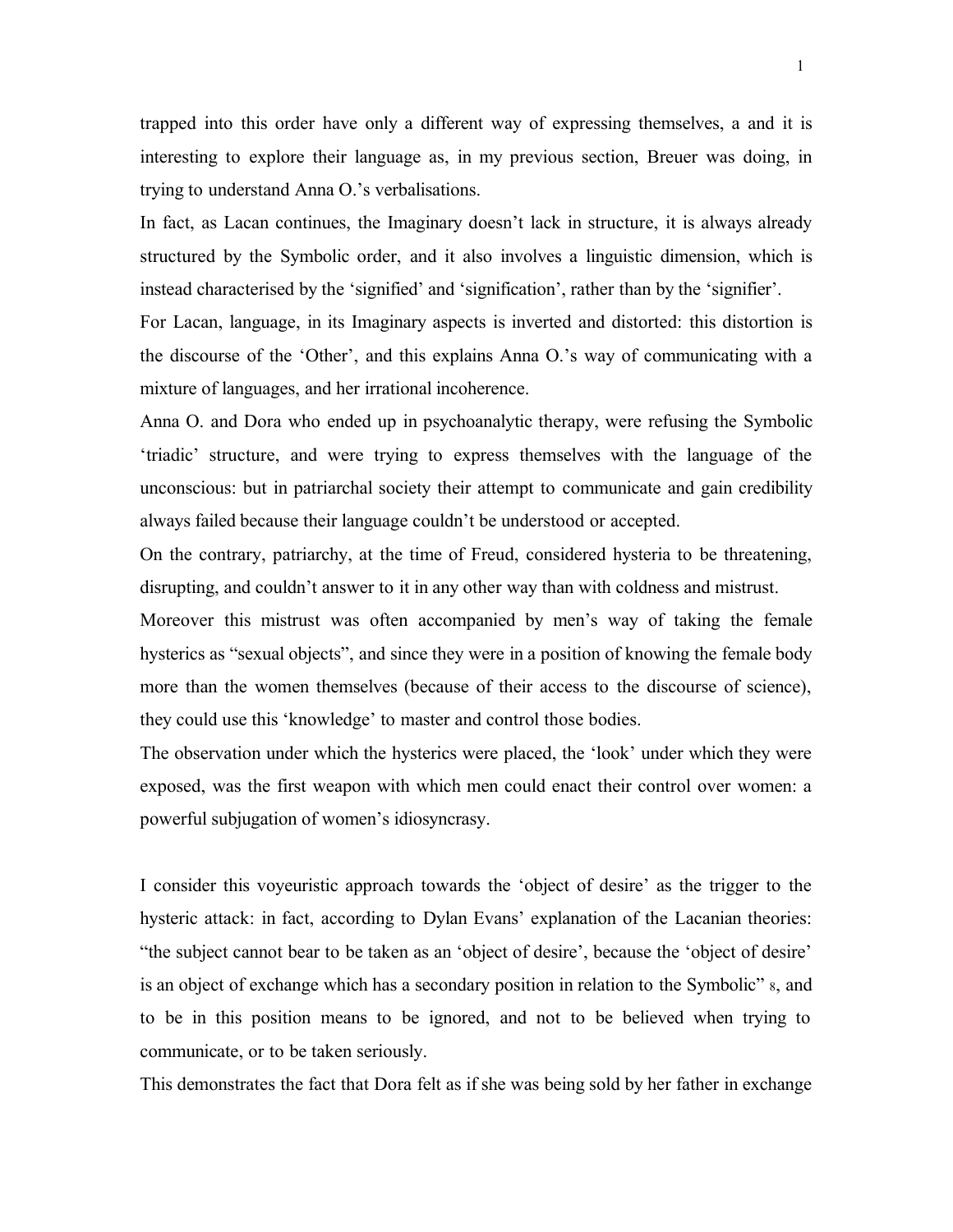trapped into this order have only a different way of expressing themselves, a and it is interesting to explore their language as, in my previous section, Breuer was doing, in trying to understand Anna O.'s verbalisations.

In fact, as Lacan continues, the Imaginary doesn't lack in structure, it is always already structured by the Symbolic order, and it also involves a linguistic dimension, which is instead characterised by the 'signified' and 'signification', rather than by the 'signifier'.

For Lacan, language, in its Imaginary aspects is inverted and distorted: this distortion is the discourse of the 'Other', and this explains Anna O.'s way of communicating with a mixture of languages, and her irrational incoherence.

Anna O. and Dora who ended up in psychoanalytic therapy, were refusing the Symbolic 'triadic' structure, and were trying to express themselves with the language of the unconscious: but in patriarchal society their attempt to communicate and gain credibility always failed because their language couldn't be understood or accepted.

On the contrary, patriarchy, at the time of Freud, considered hysteria to be threatening, disrupting, and couldn't answer to it in any other way than with coldness and mistrust.

Moreover this mistrust was often accompanied by men's way of taking the female hysterics as "sexual objects", and since they were in a position of knowing the female body more than the women themselves (because of their access to the discourse of science), they could use this 'knowledge' to master and control those bodies.

The observation under which the hysterics were placed, the 'look' under which they were exposed, was the first weapon with which men could enact their control over women: a powerful subjugation of women's idiosyncrasy.

I consider this voyeuristic approach towards the 'object of desire' as the trigger to the hysteric attack: in fact, according to Dylan Evans' explanation of the Lacanian theories: "the subject cannot bear to be taken as an 'object of desire', because the 'object of desire' is an object of exchange which has a secondary position in relation to the Symbolic" [8], and to be in this position means to be ignored, and not to be believed when trying to communicate, or to be taken seriously.

This demonstrates the fact that Dora felt as if she was being sold by her father in exchange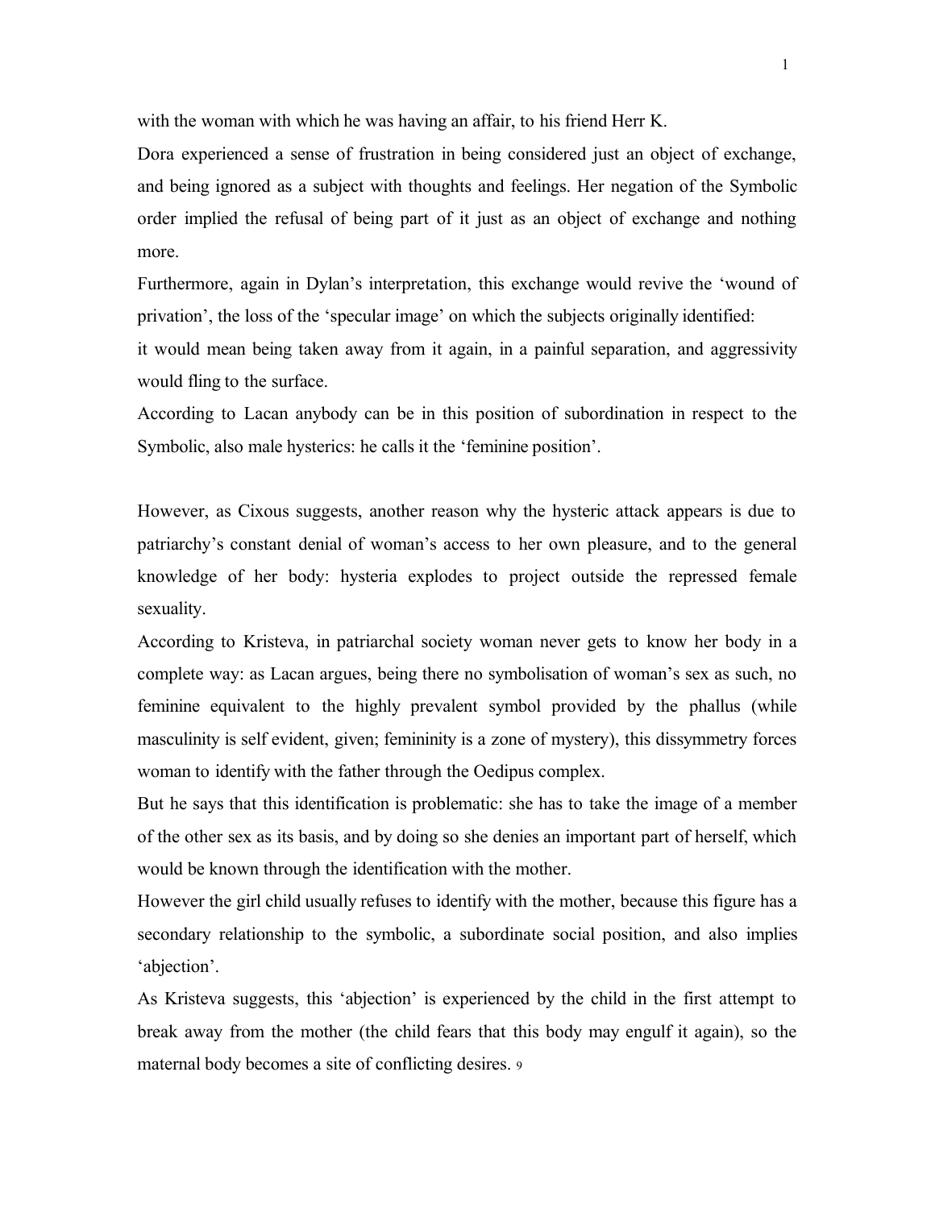with the woman with which he was having an affair, to his friend Herr K.

Dora experienced a sense of frustration in being considered just an object of exchange, and being ignored as a subject with thoughts and feelings. Her negation of the Symbolic order implied the refusal of being part of it just as an object of exchange and nothing more.

Furthermore, again in Dylan's interpretation, this exchange would revive the 'wound of privation', the loss of the 'specular image' on which the subjects originally identified: it would mean being taken away from it again, in a painful separation, and aggressivity would fling to the surface.

According to Lacan anybody can be in this position of subordination in respect to the Symbolic, also male hysterics: he calls it the 'feminine position'.

However, as Cixous suggests, another reason why the hysteric attack appears is due to patriarchy's constant denial of woman's access to her own pleasure, and to the general knowledge of her body: hysteria explodes to project outside the repressed female sexuality.

According to Kristeva, in patriarchal society woman never gets to know her body in a complete way: as Lacan argues, being there no symbolisation of woman's sex as such, no feminine equivalent to the highly prevalent symbol provided by the phallus (while masculinity is self evident, given; femininity is a zone of mystery), this dissymmetry forces woman to identify with the father through the Oedipus complex.

But he says that this identification is problematic: she has to take the image of a member of the other sex as its basis, and by doing so she denies an important part of herself, which would be known through the identification with the mother.

However the girl child usually refuses to identify with the mother, because this figure has a secondary relationship to the symbolic, a subordinate social position, and also implies 'abjection'.

As Kristeva suggests, this 'abjection' is experienced by the child in the first attempt to break away from the mother (the child fears that this body may engulf it again), so the maternal body becomes a site of conflicting desires. [9]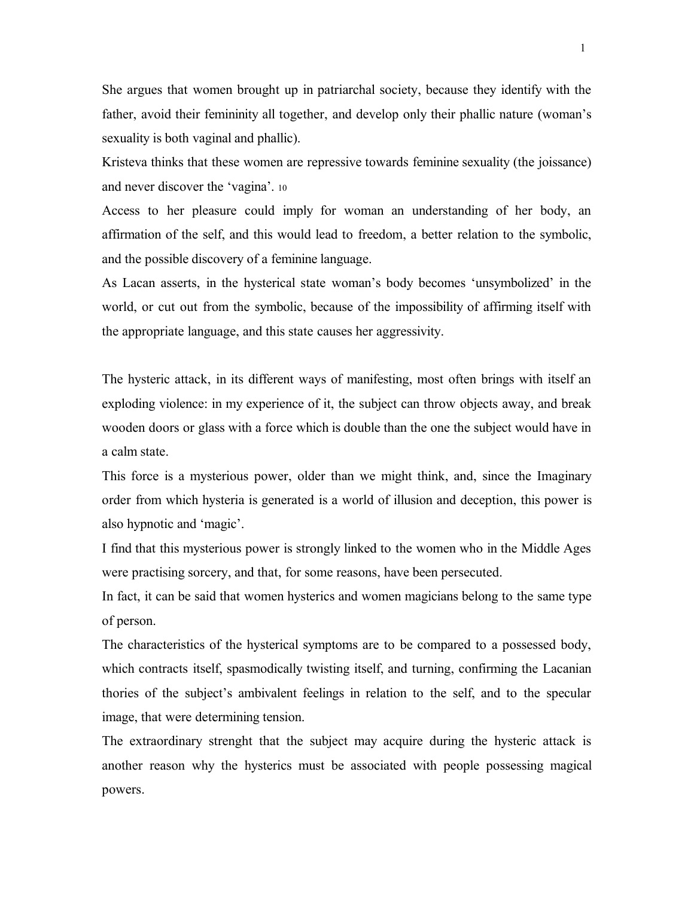She argues that women brought up in patriarchal society, because they identify with the father, avoid their femininity all together, and develop only their phallic nature (woman's sexuality is both vaginal and phallic).

Kristeva thinks that these women are repressive towards feminine sexuality (the joissance) and never discover the 'vagina'. [10]

Access to her pleasure could imply for woman an understanding of her body, an affirmation of the self, and this would lead to freedom, a better relation to the symbolic, and the possible discovery of a feminine language.

As Lacan asserts, in the hysterical state woman's body becomes 'unsymbolized' in the world, or cut out from the symbolic, because of the impossibility of affirming itself with the appropriate language, and this state causes her aggressivity.

The hysteric attack, in its different ways of manifesting, most often brings with itself an exploding violence: in my experience of it, the subject can throw objects away, and break wooden doors or glass with a force which is double than the one the subject would have in a calm state.

This force is a mysterious power, older than we might think, and, since the Imaginary order from which hysteria is generated is a world of illusion and deception, this power is also hypnotic and 'magic'.

I find that this mysterious power is strongly linked to the women who in the Middle Ages were practising sorcery, and that, for some reasons, have been persecuted.

In fact, it can be said that women hysterics and women magicians belong to the same type of person.

The characteristics of the hysterical symptoms are to be compared to a possessed body, which contracts itself, spasmodically twisting itself, and turning, confirming the Lacanian thories of the subject's ambivalent feelings in relation to the self, and to the specular image, that were determining tension.

The extraordinary strenght that the subject may acquire during the hysteric attack is another reason why the hysterics must be associated with people possessing magical powers.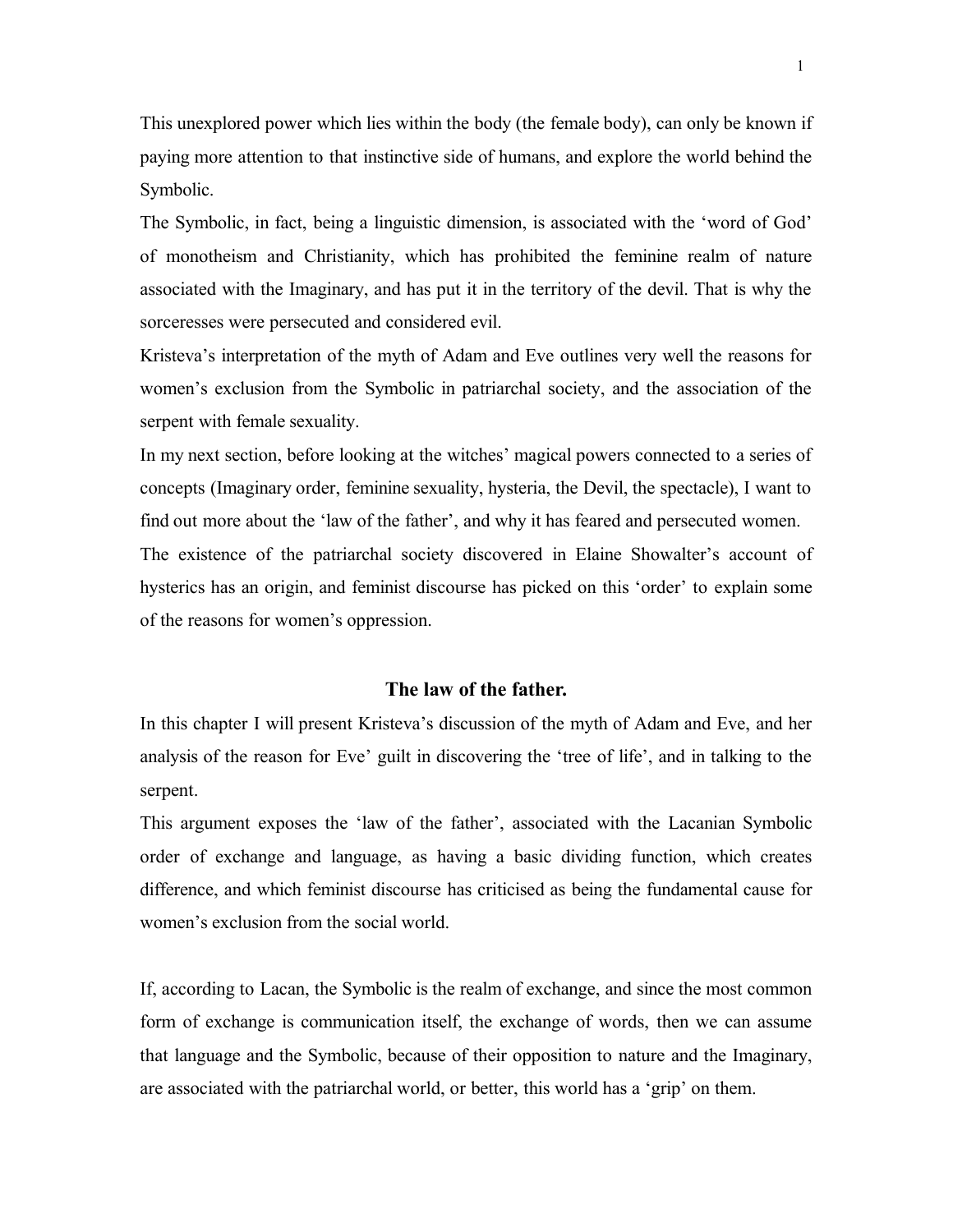This unexplored power which lies within the body (the female body), can only be known if paying more attention to that instinctive side of humans, and explore the world behind the Symbolic.

The Symbolic, in fact, being a linguistic dimension, is associated with the 'word of God' of monotheism and Christianity, which has prohibited the feminine realm of nature associated with the Imaginary, and has put it in the territory of the devil. That is why the sorceresses were persecuted and considered evil.

Kristeva's interpretation of the myth of Adam and Eve outlines very well the reasons for women's exclusion from the Symbolic in patriarchal society, and the association of the serpent with female sexuality.

In my next section, before looking at the witches' magical powers connected to a series of concepts (Imaginary order, feminine sexuality, hysteria, the Devil, the spectacle), I want to find out more about the 'law of the father', and why it has feared and persecuted women.

The existence of the patriarchal society discovered in Elaine Showalter's account of hysterics has an origin, and feminist discourse has picked on this 'order' to explain some of the reasons for women's oppression.

## The law of the father.

In this chapter I will present Kristeva's discussion of the myth of Adam and Eve, and her analysis of the reason for Eve' guilt in discovering the 'tree of life', and in talking to the serpent.

This argument exposes the 'law of the father', associated with the Lacanian Symbolic order of exchange and language, as having a basic dividing function, which creates difference, and which feminist discourse has criticised as being the fundamental cause for women's exclusion from the social world.

If, according to Lacan, the Symbolic is the realm of exchange, and since the most common form of exchange is communication itself, the exchange of words, then we can assume that language and the Symbolic, because of their opposition to nature and the Imaginary, are associated with the patriarchal world, or better, this world has a 'grip' on them.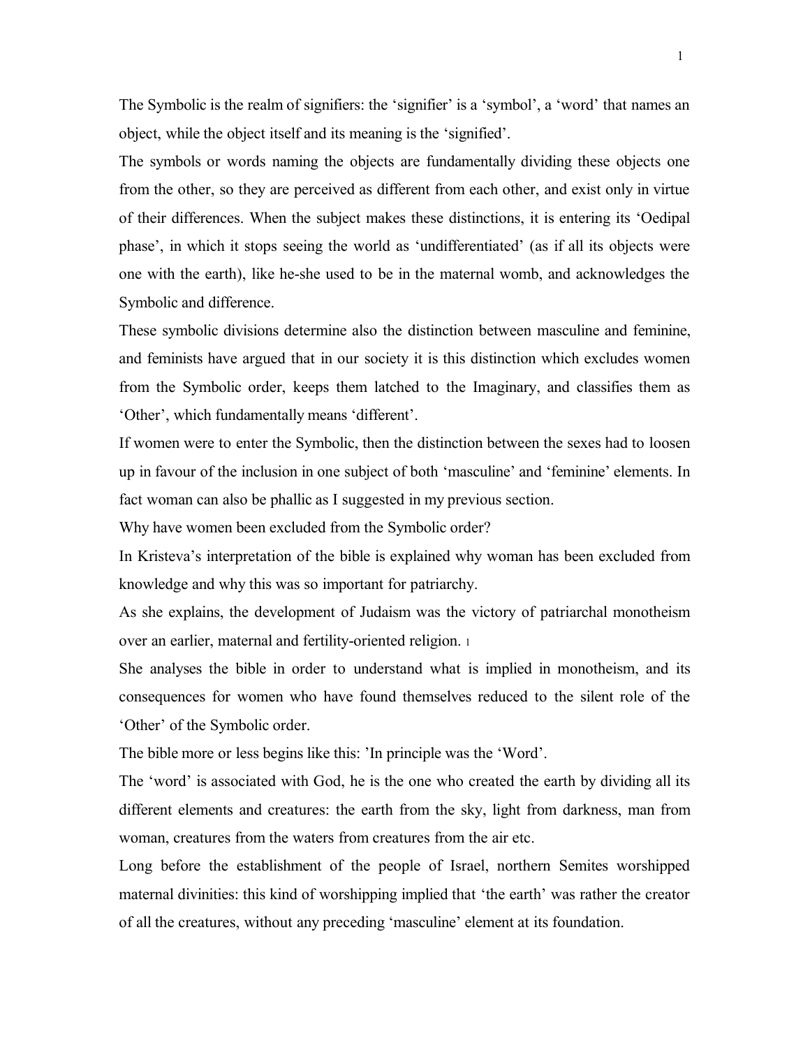The Symbolic is the realm of signifiers: the 'signifier' is a 'symbol', a 'word' that names an object, while the object itself and its meaning is the 'signified'.

The symbols or words naming the objects are fundamentally dividing these objects one from the other, so they are perceived as different from each other, and exist only in virtue of their differences. When the subject makes these distinctions, it is entering its 'Oedipal phase', in which it stops seeing the world as 'undifferentiated' (as if all its objects were one with the earth), like he-she used to be in the maternal womb, and acknowledges the Symbolic and difference.

These symbolic divisions determine also the distinction between masculine and feminine, and feminists have argued that in our society it is this distinction which excludes women from the Symbolic order, keeps them latched to the Imaginary, and classifies them as 'Other', which fundamentally means 'different'.

If women were to enter the Symbolic, then the distinction between the sexes had to loosen up in favour of the inclusion in one subject of both 'masculine' and 'feminine' elements. In fact woman can also be phallic as I suggested in my previous section.

Why have women been excluded from the Symbolic order?

In Kristeva's interpretation of the bible is explained why woman has been excluded from knowledge and why this was so important for patriarchy.

As she explains, the development of Judaism was the victory of patriarchal monotheism over an earlier, maternal and fertility-oriented religion. [1]

She analyses the bible in order to understand what is implied in monotheism, and its consequences for women who have found themselves reduced to the silent role of the 'Other' of the Symbolic order.

The bible more or less begins like this: 'In principle was the 'Word'.

The 'word' is associated with God, he is the one who created the earth by dividing all its different elements and creatures: the earth from the sky, light from darkness, man from woman, creatures from the waters from creatures from the air etc.

Long before the establishment of the people of Israel, northern Semites worshipped maternal divinities: this kind of worshipping implied that 'the earth' was rather the creator of all the creatures, without any preceding 'masculine' element at its foundation.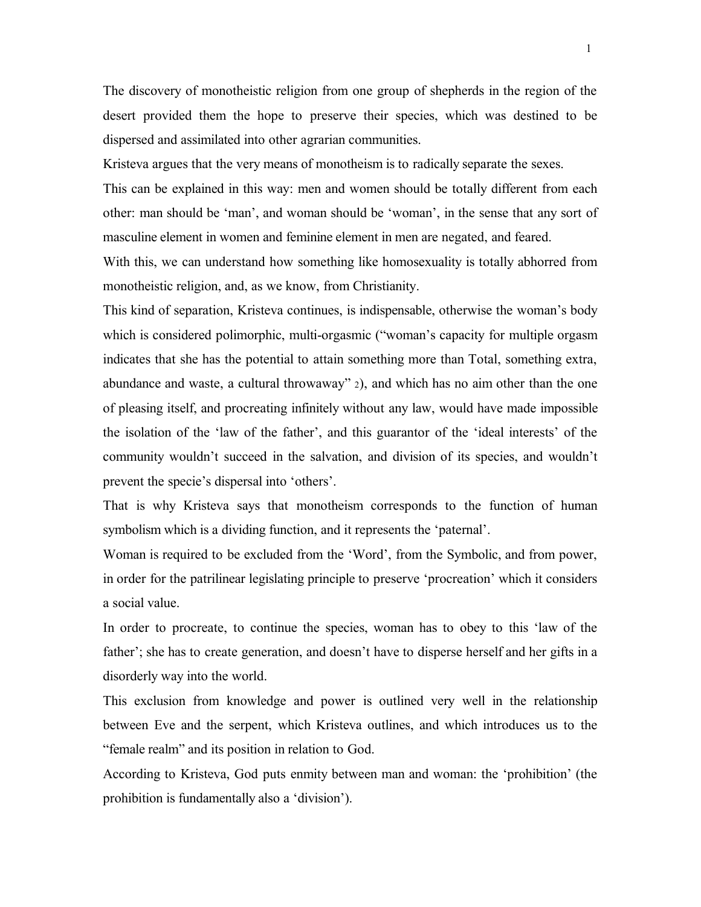The discovery of monotheistic religion from one group of shepherds in the region of the desert provided them the hope to preserve their species, which was destined to be dispersed and assimilated into other agrarian communities.

Kristeva argues that the very means of monotheism is to radically separate the sexes.

This can be explained in this way: men and women should be totally different from each other: man should be 'man', and woman should be 'woman', in the sense that any sort of masculine element in women and feminine element in men are negated, and feared.

With this, we can understand how something like homosexuality is totally abhorred from monotheistic religion, and, as we know, from Christianity.

This kind of separation, Kristeva continues, is indispensable, otherwise the woman's body which is considered polimorphic, multi-orgasmic ("woman's capacity for multiple orgasm indicates that she has the potential to attain something more than Total, something extra, abundance and waste, a cultural throwaway" [2]), and which has no aim other than the one of pleasing itself, and procreating infinitely without any law, would have made impossible the isolation of the 'law of the father', and this guarantor of the 'ideal interests' of the community wouldn't succeed in the salvation, and division of its species, and wouldn't prevent the specie's dispersal into 'others'.

That is why Kristeva says that monotheism corresponds to the function of human symbolism which is a dividing function, and it represents the 'paternal'.

Woman is required to be excluded from the 'Word', from the Symbolic, and from power, in order for the patrilinear legislating principle to preserve 'procreation' which it considers a social value.

In order to procreate, to continue the species, woman has to obey to this 'law of the father'; she has to create generation, and doesn't have to disperse herself and her gifts in a disorderly way into the world.

This exclusion from knowledge and power is outlined very well in the relationship between Eve and the serpent, which Kristeva outlines, and which introduces us to the "female realm" and its position in relation to God.

According to Kristeva, God puts enmity between man and woman: the 'prohibition' (the prohibition is fundamentally also a 'division').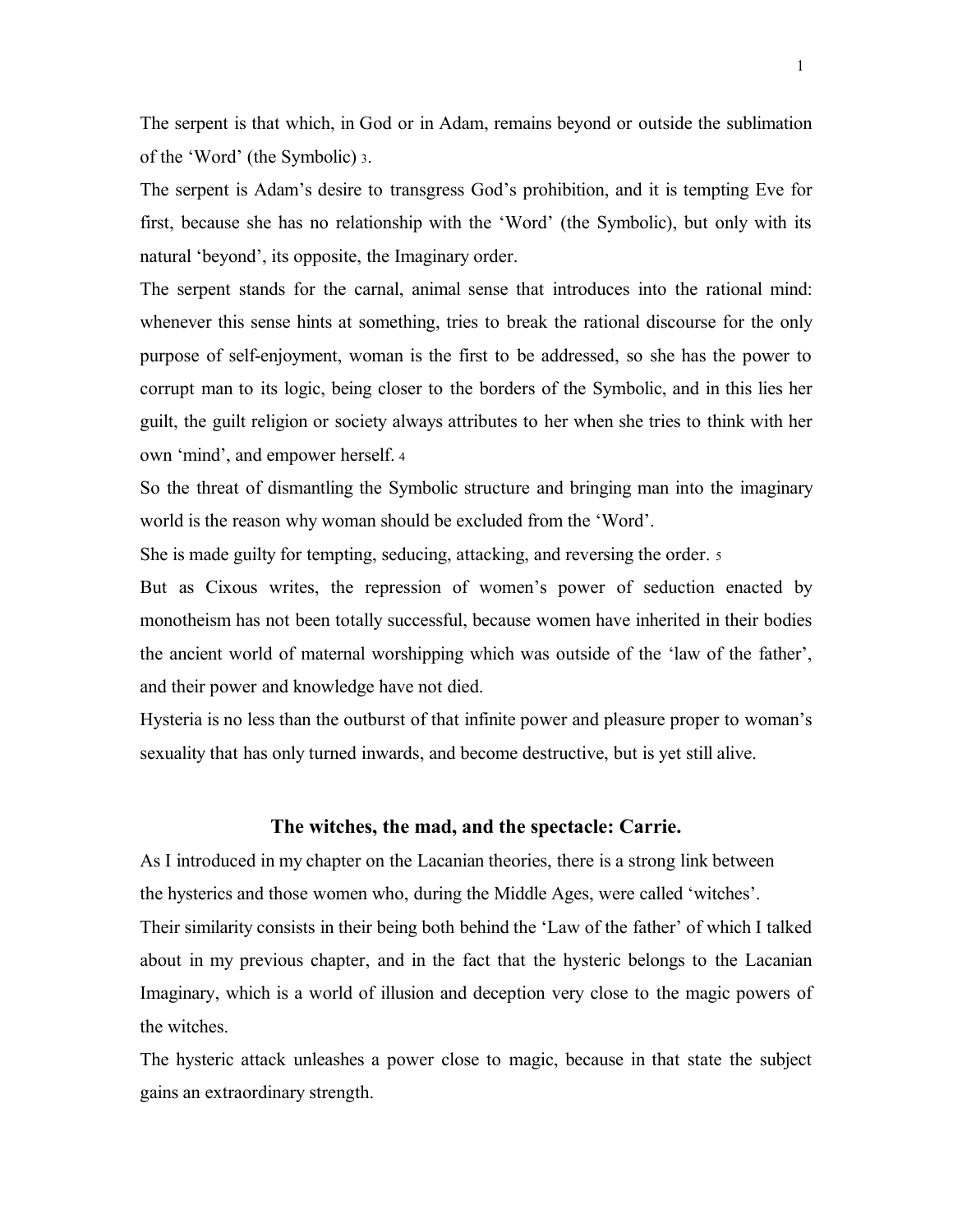The serpent is that which, in God or in Adam, remains beyond or outside the sublimation of the 'Word' (the Symbolic) [3].

The serpent is Adam's desire to transgress God's prohibition, and it is tempting Eve for first, because she has no relationship with the 'Word' (the Symbolic), but only with its natural 'beyond', its opposite, the Imaginary order.

The serpent stands for the carnal, animal sense that introduces into the rational mind: whenever this sense hints at something, tries to break the rational discourse for the only purpose of self-enjoyment, woman is the first to be addressed, so she has the power to corrupt man to its logic, being closer to the borders of the Symbolic, and in this lies her guilt, the guilt religion or society always attributes to her when she tries to think with her own 'mind', and empower herself. [4]

So the threat of dismantling the Symbolic structure and bringing man into the imaginary world is the reason why woman should be excluded from the 'Word'.

She is made guilty for tempting, seducing, attacking, and reversing the order. [5]

But as Cixous writes, the repression of women's power of seduction enacted by monotheism has not been totally successful, because women have inherited in their bodies the ancient world of maternal worshipping which was outside of the 'law of the father', and their power and knowledge have not died.

Hysteria is no less than the outburst of that infinite power and pleasure proper to woman's sexuality that has only turned inwards, and become destructive, but is yet still alive.

## The witches, the mad, and the spectacle: Carrie.

As I introduced in my chapter on the Lacanian theories, there is a strong link between the hysterics and those women who, during the Middle Ages, were called 'witches'.

Their similarity consists in their being both behind the 'Law of the father' of which I talked about in my previous chapter, and in the fact that the hysteric belongs to the Lacanian Imaginary, which is a world of illusion and deception very close to the magic powers of the witches.

The hysteric attack unleashes a power close to magic, because in that state the subject gains an extraordinary strength.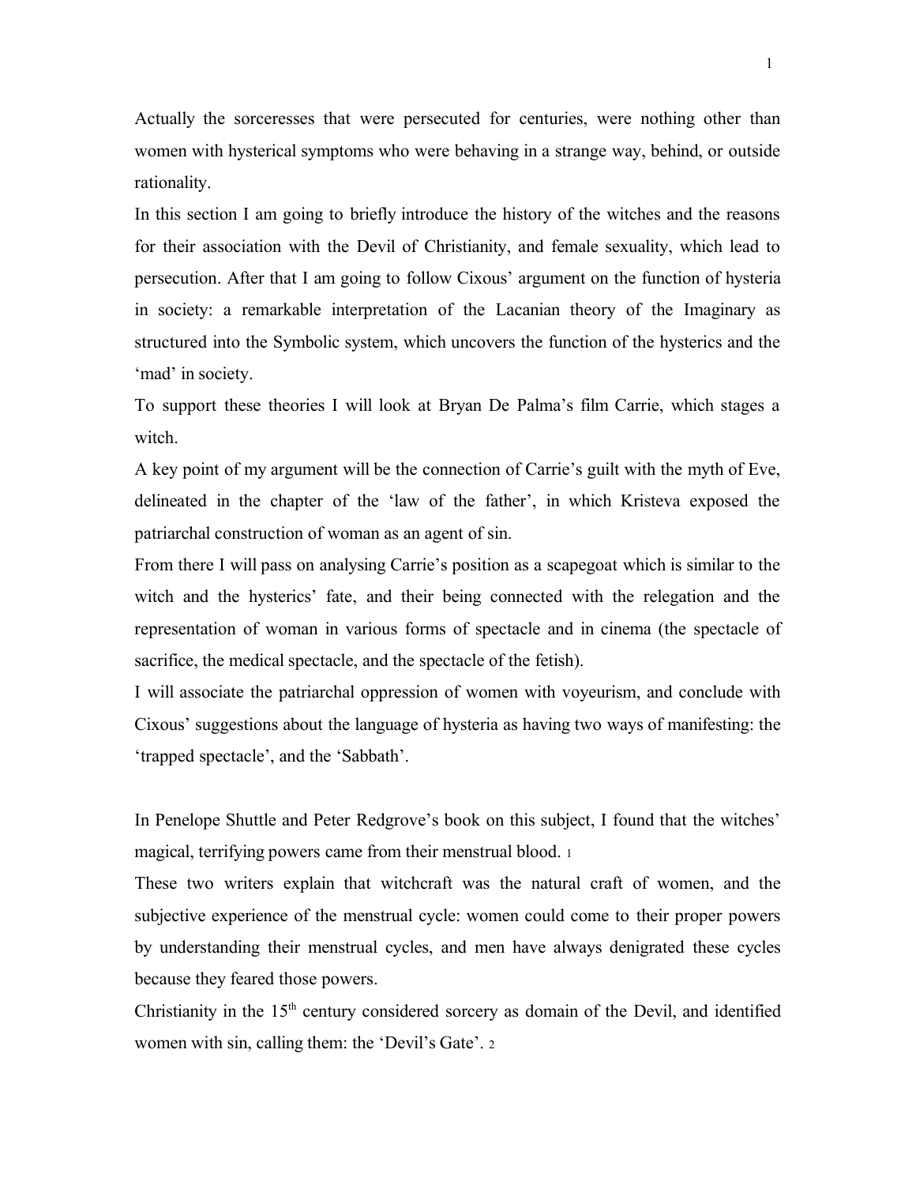Actually the sorceresses that were persecuted for centuries, were nothing other than women with hysterical symptoms who were behaving in a strange way, behind, or outside rationality.

In this section I am going to briefly introduce the history of the witches and the reasons for their association with the Devil of Christianity, and female sexuality, which lead to persecution. After that I am going to follow Cixous' argument on the function of hysteria in society: a remarkable interpretation of the Lacanian theory of the Imaginary as structured into the Symbolic system, which uncovers the function of the hysterics and the 'mad' in society.

To support these theories I will look at Bryan De Palma's film Carrie, which stages a witch.

A key point of my argument will be the connection of Carrie's guilt with the myth of Eve, delineated in the chapter of the 'law of the father', in which Kristeva exposed the patriarchal construction of woman as an agent of sin.

From there I will pass on analysing Carrie's position as a scapegoat which is similar to the witch and the hysterics' fate, and their being connected with the relegation and the representation of woman in various forms of spectacle and in cinema (the spectacle of sacrifice, the medical spectacle, and the spectacle of the fetish).

I will associate the patriarchal oppression of women with voyeurism, and conclude with Cixous' suggestions about the language of hysteria as having two ways of manifesting: the 'trapped spectacle', and the 'Sabbath'.

In Penelope Shuttle and Peter Redgrove's book on this subject, I found that the witches' magical, terrifying powers came from their menstrual blood. [1]

These two writers explain that witchcraft was the natural craft of women, and the subjective experience of the menstrual cycle: women could come to their proper powers by understanding their menstrual cycles, and men have always denigrated these cycles because they feared those powers.

Christianity in the 15th century considered sorcery as domain of the Devil, and identified women with sin, calling them: the 'Devil's Gate'. [2]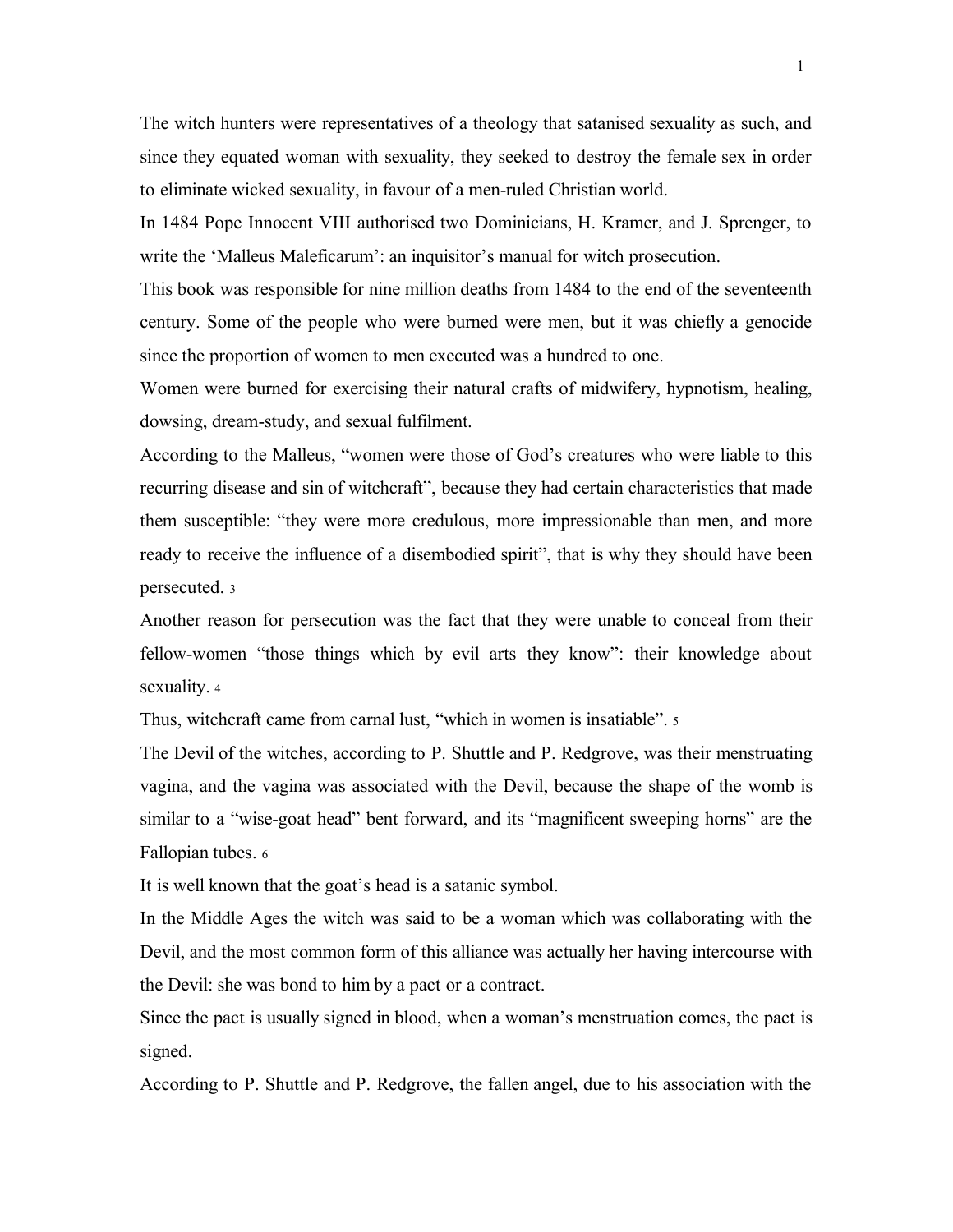The witch hunters were representatives of a theology that satanised sexuality as such, and since they equated woman with sexuality, they seeked to destroy the female sex in order to eliminate wicked sexuality, in favour of a men-ruled Christian world.

In 1484 Pope Innocent VIII authorised two Dominicians, H. Kramer, and J. Sprenger, to write the 'Malleus Maleficarum': an inquisitor's manual for witch prosecution.

This book was responsible for nine million deaths from 1484 to the end of the seventeenth century. Some of the people who were burned were men, but it was chiefly a genocide since the proportion of women to men executed was a hundred to one.

Women were burned for exercising their natural crafts of midwifery, hypnotism, healing, dowsing, dream-study, and sexual fulfilment.

According to the Malleus, "women were those of God's creatures who were liable to this recurring disease and sin of witchcraft", because they had certain characteristics that made them susceptible: "they were more credulous, more impressionable than men, and more ready to receive the influence of a disembodied spirit", that is why they should have been persecuted. [3]

Another reason for persecution was the fact that they were unable to conceal from their fellow-women "those things which by evil arts they know": their knowledge about sexuality. [4]

Thus, witchcraft came from carnal lust, "which in women is insatiable". [5]

The Devil of the witches, according to P. Shuttle and P. Redgrove, was their menstruating vagina, and the vagina was associated with the Devil, because the shape of the womb is similar to a "wise-goat head" bent forward, and its "magnificent sweeping horns" are the Fallopian tubes. [6]

It is well known that the goat's head is a satanic symbol.

In the Middle Ages the witch was said to be a woman which was collaborating with the Devil, and the most common form of this alliance was actually her having intercourse with the Devil: she was bond to him by a pact or a contract.

Since the pact is usually signed in blood, when a woman's menstruation comes, the pact is signed.

According to P. Shuttle and P. Redgrove, the fallen angel, due to his association with the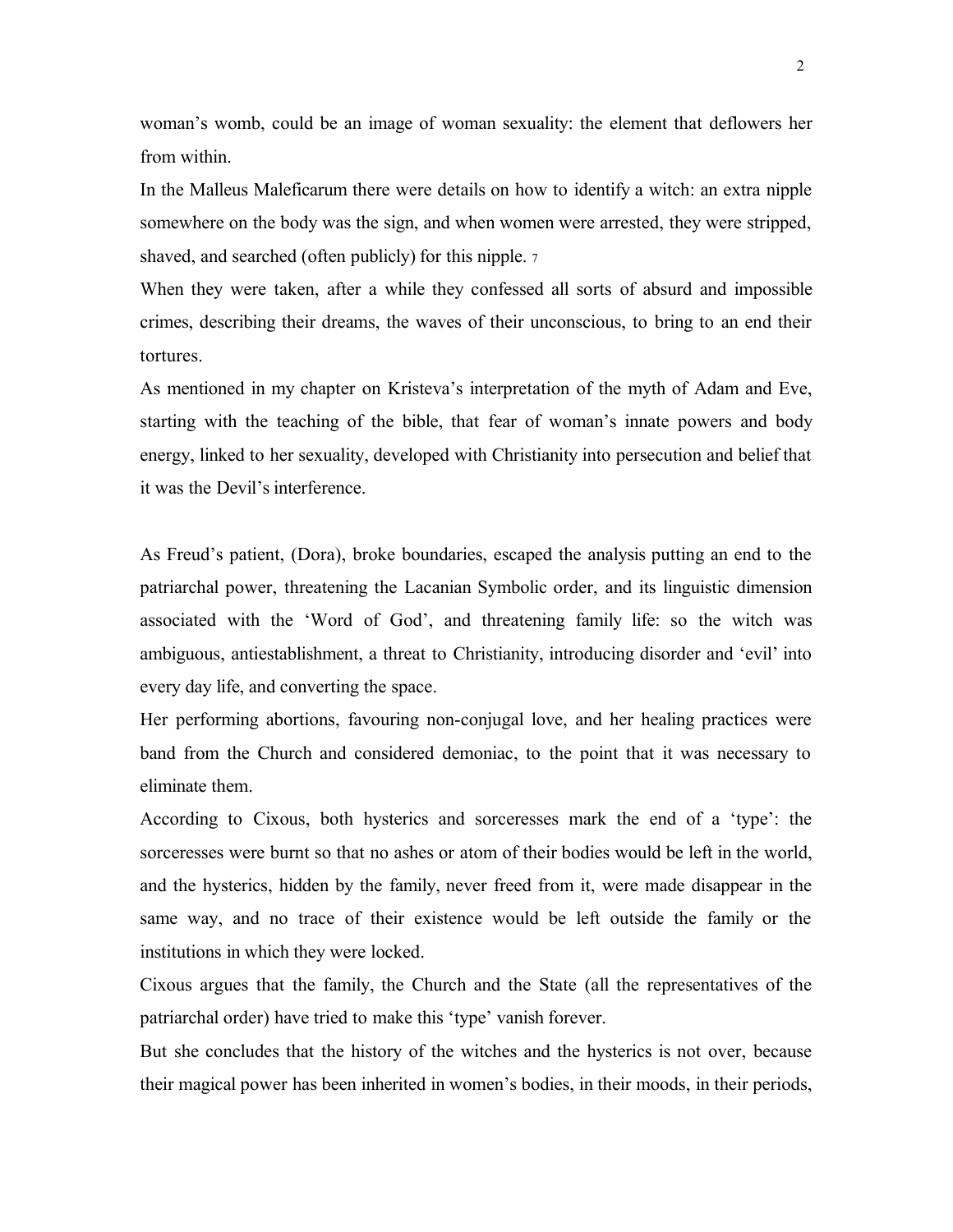woman's womb, could be an image of woman sexuality: the element that deflowers her from within.

In the Malleus Maleficarum there were details on how to identify a witch: an extra nipple somewhere on the body was the sign, and when women were arrested, they were stripped, shaved, and searched (often publicly) for this nipple. [7]

When they were taken, after a while they confessed all sorts of absurd and impossible crimes, describing their dreams, the waves of their unconscious, to bring to an end their tortures.

As mentioned in my chapter on Kristeva's interpretation of the myth of Adam and Eve, starting with the teaching of the bible, that fear of woman's innate powers and body energy, linked to her sexuality, developed with Christianity into persecution and belief that it was the Devil's interference.

As Freud's patient, (Dora), broke boundaries, escaped the analysis putting an end to the patriarchal power, threatening the Lacanian Symbolic order, and its linguistic dimension associated with the 'Word of God', and threatening family life: so the witch was ambiguous, antiestablishment, a threat to Christianity, introducing disorder and 'evil' into every day life, and converting the space.

Her performing abortions, favouring non-conjugal love, and her healing practices were band from the Church and considered demoniac, to the point that it was necessary to eliminate them.

According to Cixous, both hysterics and sorceresses mark the end of a 'type': the sorceresses were burnt so that no ashes or atom of their bodies would be left in the world, and the hysterics, hidden by the family, never freed from it, were made disappear in the same way, and no trace of their existence would be left outside the family or the institutions in which they were locked.

Cixous argues that the family, the Church and the State (all the representatives of the patriarchal order) have tried to make this 'type' vanish forever.

But she concludes that the history of the witches and the hysterics is not over, because their magical power has been inherited in women's bodies, in their moods, in their periods,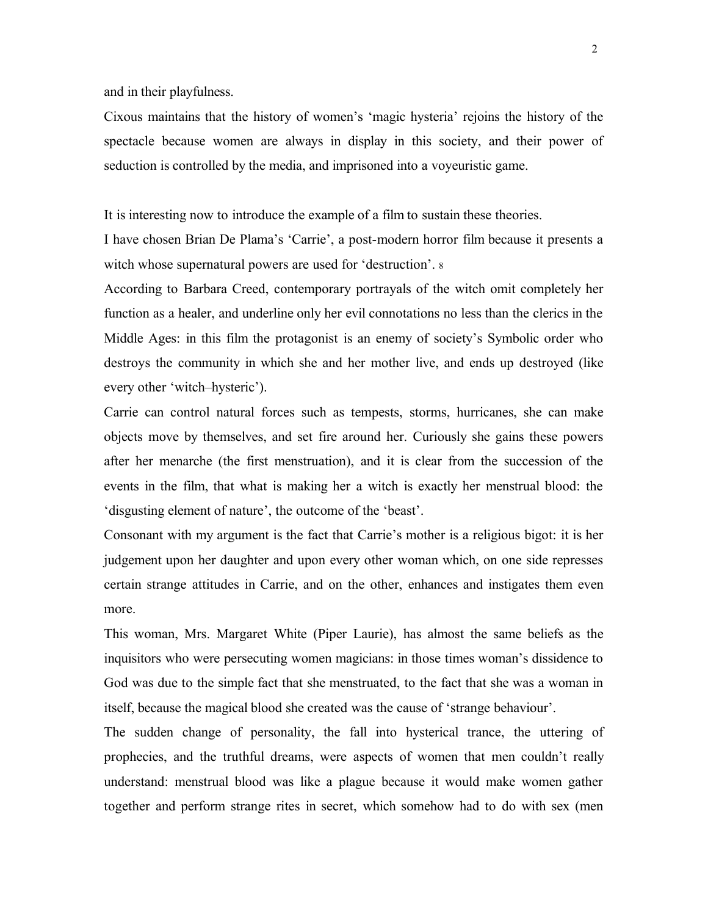and in their playfulness.

Cixous maintains that the history of women's 'magic hysteria' rejoins the history of the spectacle because women are always in display in this society, and their power of seduction is controlled by the media, and imprisoned into a voyeuristic game.

It is interesting now to introduce the example of a film to sustain these theories.

I have chosen Brian De Plama's 'Carrie', a post-modern horror film because it presents a witch whose supernatural powers are used for 'destruction'. [8]

According to Barbara Creed, contemporary portrayals of the witch omit completely her function as a healer, and underline only her evil connotations no less than the clerics in the Middle Ages: in this film the protagonist is an enemy of society's Symbolic order who destroys the community in which she and her mother live, and ends up destroyed (like every other 'witch–hysteric').

Carrie can control natural forces such as tempests, storms, hurricanes, she can make objects move by themselves, and set fire around her. Curiously she gains these powers after her menarche (the first menstruation), and it is clear from the succession of the events in the film, that what is making her a witch is exactly her menstrual blood: the 'disgusting element of nature', the outcome of the 'beast'.

Consonant with my argument is the fact that Carrie's mother is a religious bigot: it is her judgement upon her daughter and upon every other woman which, on one side represses certain strange attitudes in Carrie, and on the other, enhances and instigates them even more.

This woman, Mrs. Margaret White (Piper Laurie), has almost the same beliefs as the inquisitors who were persecuting women magicians: in those times woman's dissidence to God was due to the simple fact that she menstruated, to the fact that she was a woman in itself, because the magical blood she created was the cause of 'strange behaviour'.

The sudden change of personality, the fall into hysterical trance, the uttering of prophecies, and the truthful dreams, were aspects of women that men couldn't really understand: menstrual blood was like a plague because it would make women gather together and perform strange rites in secret, which somehow had to do with sex (men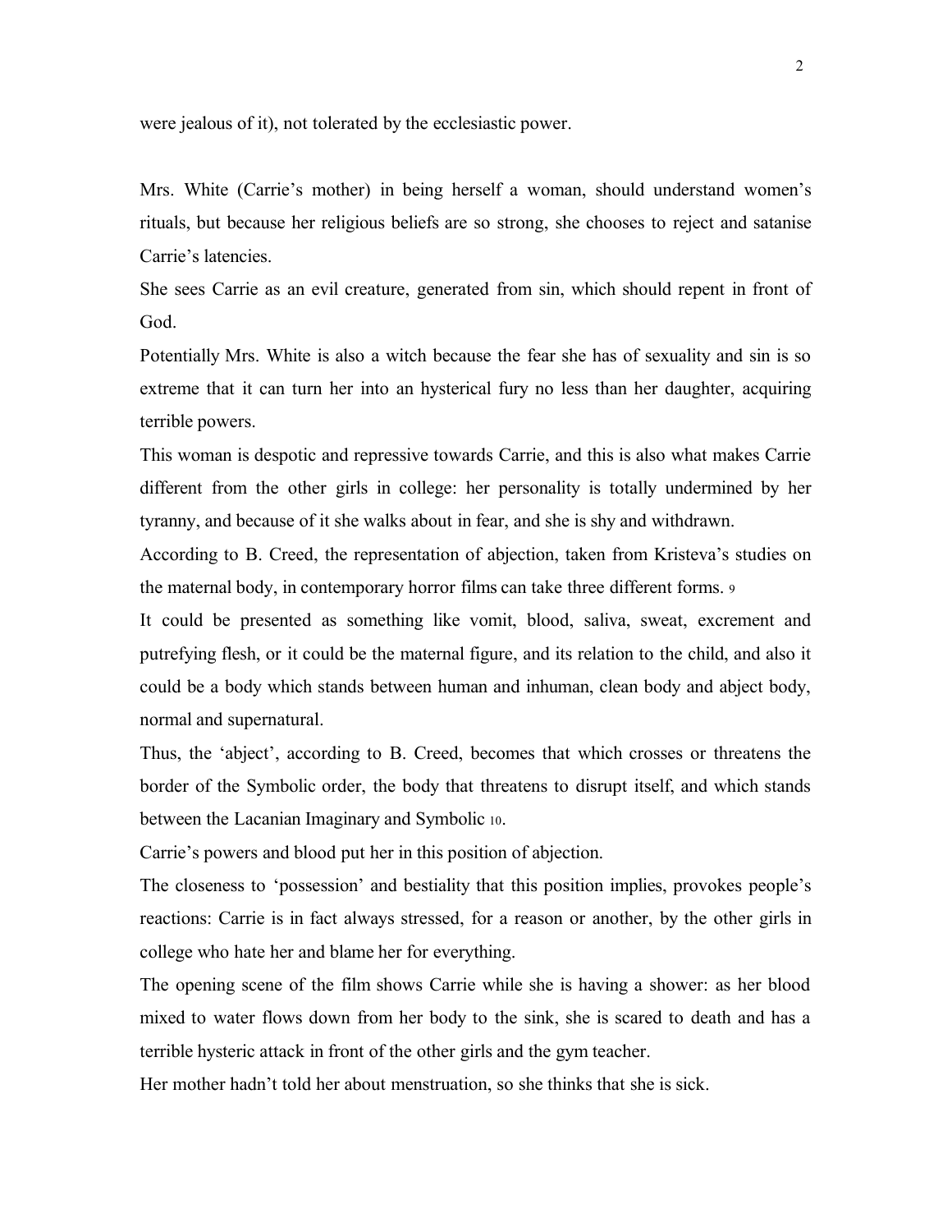were jealous of it), not tolerated by the ecclesiastic power.

Mrs. White (Carrie's mother) in being herself a woman, should understand women's rituals, but because her religious beliefs are so strong, she chooses to reject and satanise Carrie's latencies.

She sees Carrie as an evil creature, generated from sin, which should repent in front of God.

Potentially Mrs. White is also a witch because the fear she has of sexuality and sin is so extreme that it can turn her into an hysterical fury no less than her daughter, acquiring terrible powers.

This woman is despotic and repressive towards Carrie, and this is also what makes Carrie different from the other girls in college: her personality is totally undermined by her tyranny, and because of it she walks about in fear, and she is shy and withdrawn.

According to B. Creed, the representation of abjection, taken from Kristeva's studies on the maternal body, in contemporary horror films can take three different forms. [9]

It could be presented as something like vomit, blood, saliva, sweat, excrement and putrefying flesh, or it could be the maternal figure, and its relation to the child, and also it could be a body which stands between human and inhuman, clean body and abject body, normal and supernatural.

Thus, the 'abject', according to B. Creed, becomes that which crosses or threatens the border of the Symbolic order, the body that threatens to disrupt itself, and which stands between the Lacanian Imaginary and Symbolic [10].

Carrie's powers and blood put her in this position of abjection.

The closeness to 'possession' and bestiality that this position implies, provokes people's reactions: Carrie is in fact always stressed, for a reason or another, by the other girls in college who hate her and blame her for everything.

The opening scene of the film shows Carrie while she is having a shower: as her blood mixed to water flows down from her body to the sink, she is scared to death and has a terrible hysteric attack in front of the other girls and the gym teacher.

Her mother hadn't told her about menstruation, so she thinks that she is sick.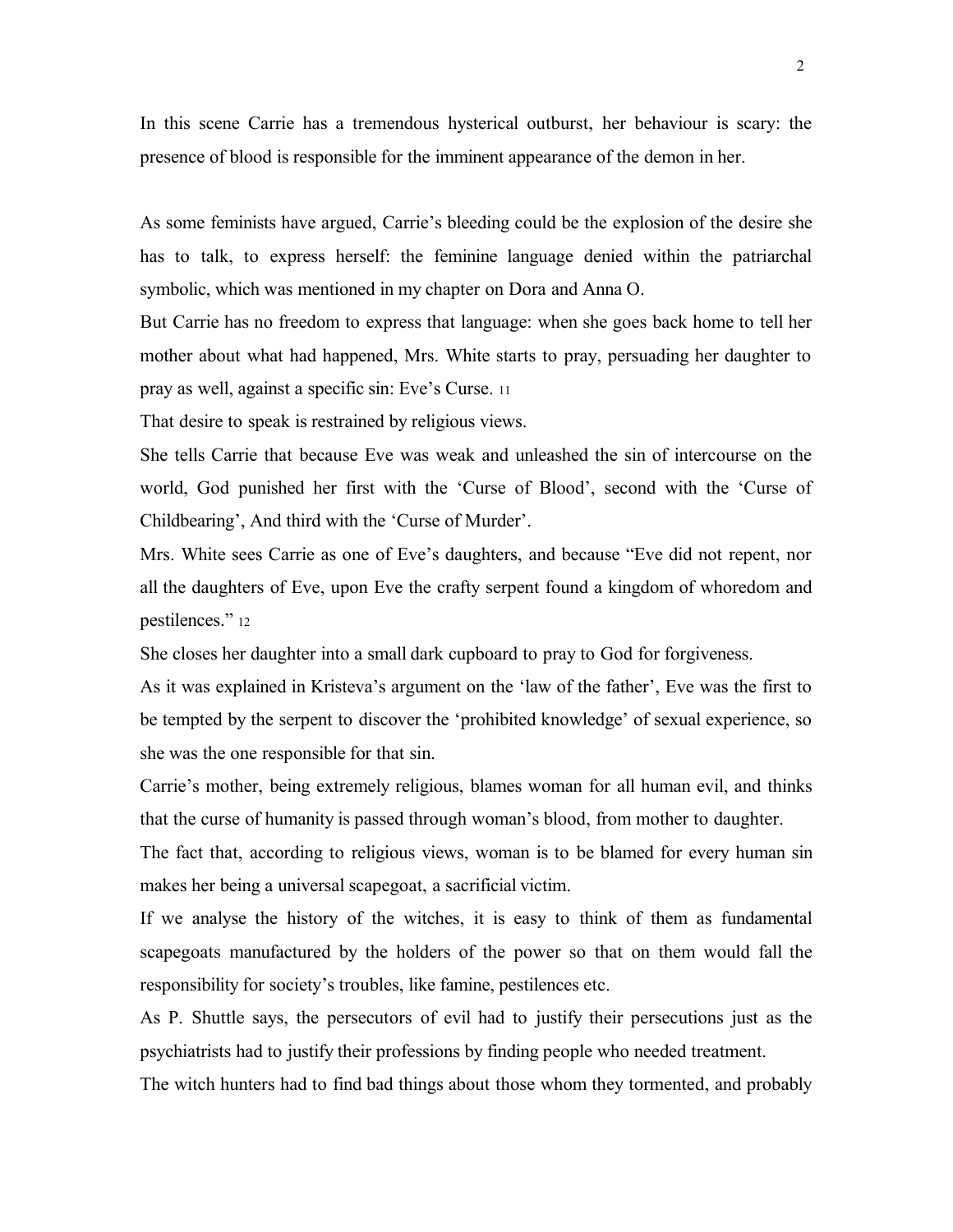In this scene Carrie has a tremendous hysterical outburst, her behaviour is scary: the presence of blood is responsible for the imminent appearance of the demon in her.

As some feminists have argued, Carrie's bleeding could be the explosion of the desire she has to talk, to express herself: the feminine language denied within the patriarchal symbolic, which was mentioned in my chapter on Dora and Anna O.

But Carrie has no freedom to express that language: when she goes back home to tell her mother about what had happened, Mrs. White starts to pray, persuading her daughter to pray as well, against a specific sin: Eve's Curse. [11]

That desire to speak is restrained by religious views.

She tells Carrie that because Eve was weak and unleashed the sin of intercourse on the world, God punished her first with the 'Curse of Blood', second with the 'Curse of Childbearing', And third with the 'Curse of Murder'.

Mrs. White sees Carrie as one of Eve's daughters, and because "Eve did not repent, nor all the daughters of Eve, upon Eve the crafty serpent found a kingdom of whoredom and pestilences." [12]

She closes her daughter into a small dark cupboard to pray to God for forgiveness.

As it was explained in Kristeva's argument on the 'law of the father', Eve was the first to be tempted by the serpent to discover the 'prohibited knowledge' of sexual experience, so she was the one responsible for that sin.

Carrie's mother, being extremely religious, blames woman for all human evil, and thinks that the curse of humanity is passed through woman's blood, from mother to daughter.

The fact that, according to religious views, woman is to be blamed for every human sin makes her being a universal scapegoat, a sacrificial victim.

If we analyse the history of the witches, it is easy to think of them as fundamental scapegoats manufactured by the holders of the power so that on them would fall the responsibility for society's troubles, like famine, pestilences etc.

As P. Shuttle says, the persecutors of evil had to justify their persecutions just as the psychiatrists had to justify their professions by finding people who needed treatment.

The witch hunters had to find bad things about those whom they tormented, and probably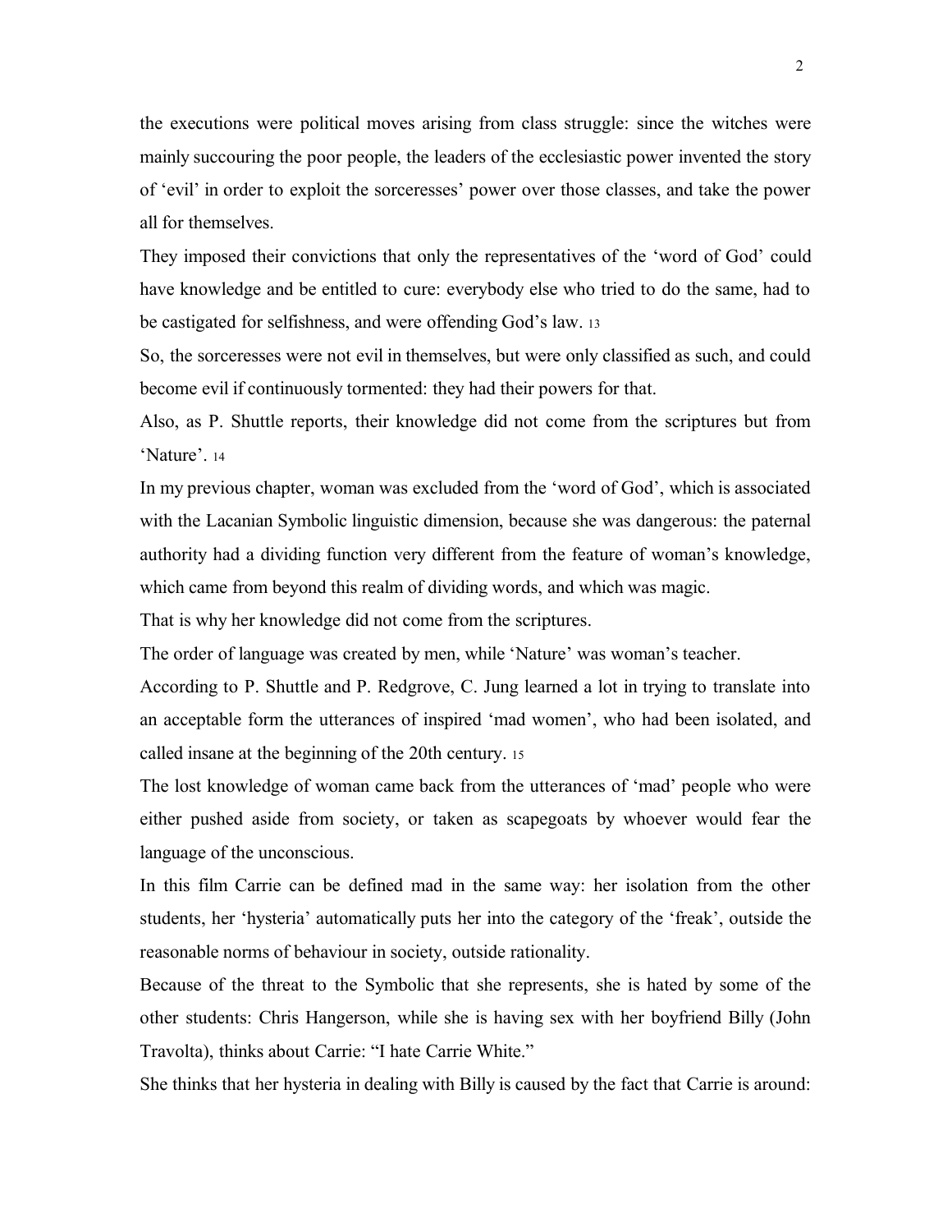the executions were political moves arising from class struggle: since the witches were mainly succouring the poor people, the leaders of the ecclesiastic power invented the story of 'evil' in order to exploit the sorceresses' power over those classes, and take the power all for themselves.

They imposed their convictions that only the representatives of the 'word of God' could have knowledge and be entitled to cure: everybody else who tried to do the same, had to be castigated for selfishness, and were offending God's law. [13]

So, the sorceresses were not evil in themselves, but were only classified as such, and could become evil if continuously tormented: they had their powers for that.

Also, as P. Shuttle reports, their knowledge did not come from the scriptures but from 'Nature'. [14]

In my previous chapter, woman was excluded from the 'word of God', which is associated with the Lacanian Symbolic linguistic dimension, because she was dangerous: the paternal authority had a dividing function very different from the feature of woman's knowledge, which came from beyond this realm of dividing words, and which was magic.

That is why her knowledge did not come from the scriptures.

The order of language was created by men, while 'Nature' was woman's teacher.

According to P. Shuttle and P. Redgrove, C. Jung learned a lot in trying to translate into an acceptable form the utterances of inspired 'mad women', who had been isolated, and called insane at the beginning of the 20th century. [15]

The lost knowledge of woman came back from the utterances of 'mad' people who were either pushed aside from society, or taken as scapegoats by whoever would fear the language of the unconscious.

In this film Carrie can be defined mad in the same way: her isolation from the other students, her 'hysteria' automatically puts her into the category of the 'freak', outside the reasonable norms of behaviour in society, outside rationality.

Because of the threat to the Symbolic that she represents, she is hated by some of the other students: Chris Hangerson, while she is having sex with her boyfriend Billy (John Travolta), thinks about Carrie: "I hate Carrie White."

She thinks that her hysteria in dealing with Billy is caused by the fact that Carrie is around: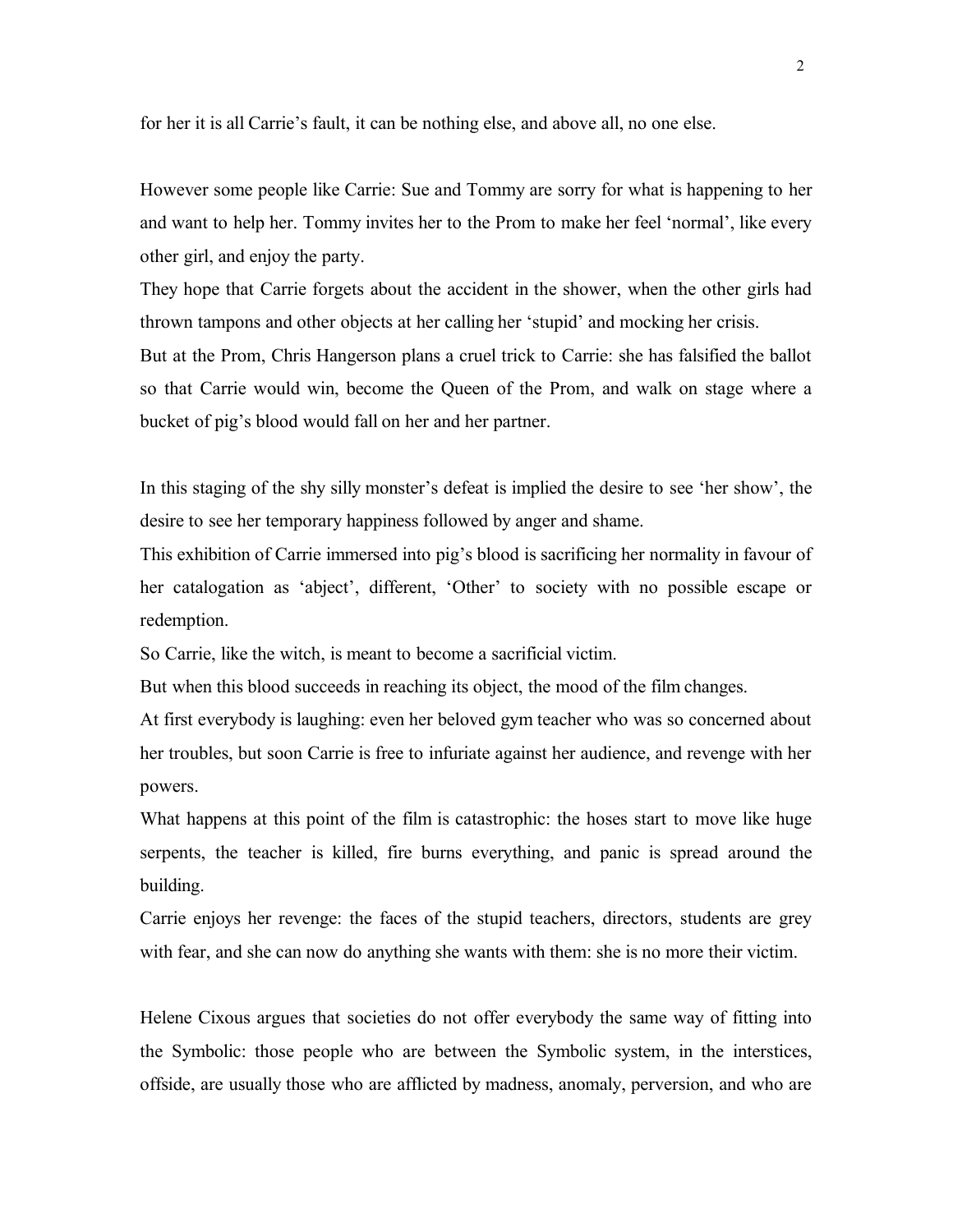for her it is all Carrie's fault, it can be nothing else, and above all, no one else.

However some people like Carrie: Sue and Tommy are sorry for what is happening to her and want to help her. Tommy invites her to the Prom to make her feel 'normal', like every other girl, and enjoy the party.

They hope that Carrie forgets about the accident in the shower, when the other girls had thrown tampons and other objects at her calling her 'stupid' and mocking her crisis.

But at the Prom, Chris Hangerson plans a cruel trick to Carrie: she has falsified the ballot so that Carrie would win, become the Queen of the Prom, and walk on stage where a bucket of pig's blood would fall on her and her partner.

In this staging of the shy silly monster's defeat is implied the desire to see 'her show', the desire to see her temporary happiness followed by anger and shame.

This exhibition of Carrie immersed into pig's blood is sacrificing her normality in favour of her catalogation as 'abject', different, 'Other' to society with no possible escape or redemption.

So Carrie, like the witch, is meant to become a sacrificial victim.

But when this blood succeeds in reaching its object, the mood of the film changes.

At first everybody is laughing: even her beloved gym teacher who was so concerned about her troubles, but soon Carrie is free to infuriate against her audience, and revenge with her powers.

What happens at this point of the film is catastrophic: the hoses start to move like huge serpents, the teacher is killed, fire burns everything, and panic is spread around the building.

Carrie enjoys her revenge: the faces of the stupid teachers, directors, students are grey with fear, and she can now do anything she wants with them: she is no more their victim.

Helene Cixous argues that societies do not offer everybody the same way of fitting into the Symbolic: those people who are between the Symbolic system, in the interstices, offside, are usually those who are afflicted by madness, anomaly, perversion, and who are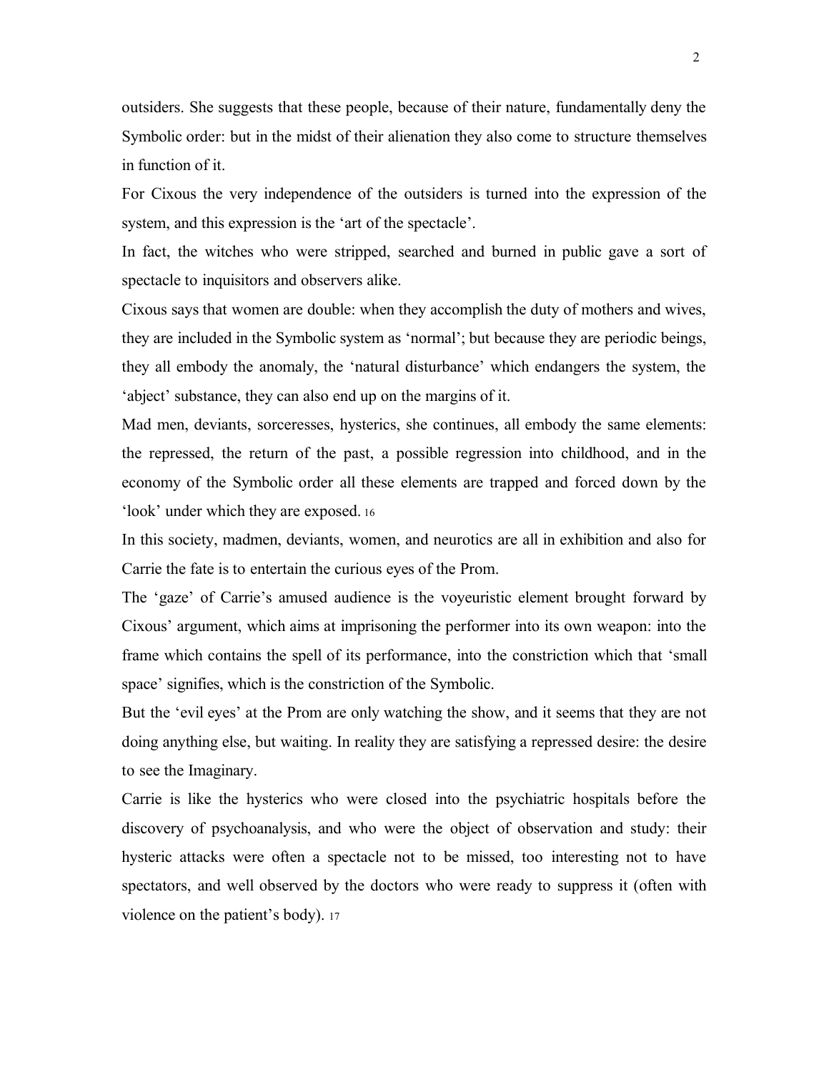outsiders. She suggests that these people, because of their nature, fundamentally deny the Symbolic order: but in the midst of their alienation they also come to structure themselves in function of it.

For Cixous the very independence of the outsiders is turned into the expression of the system, and this expression is the 'art of the spectacle'.

In fact, the witches who were stripped, searched and burned in public gave a sort of spectacle to inquisitors and observers alike.

Cixous says that women are double: when they accomplish the duty of mothers and wives, they are included in the Symbolic system as 'normal'; but because they are periodic beings, they all embody the anomaly, the 'natural disturbance' which endangers the system, the 'abject' substance, they can also end up on the margins of it.

Mad men, deviants, sorceresses, hysterics, she continues, all embody the same elements: the repressed, the return of the past, a possible regression into childhood, and in the economy of the Symbolic order all these elements are trapped and forced down by the 'look' under which they are exposed. [16]

In this society, madmen, deviants, women, and neurotics are all in exhibition and also for Carrie the fate is to entertain the curious eyes of the Prom.

The 'gaze' of Carrie's amused audience is the voyeuristic element brought forward by Cixous' argument, which aims at imprisoning the performer into its own weapon: into the frame which contains the spell of its performance, into the constriction which that 'small space' signifies, which is the constriction of the Symbolic.

But the 'evil eyes' at the Prom are only watching the show, and it seems that they are not doing anything else, but waiting. In reality they are satisfying a repressed desire: the desire to see the Imaginary.

Carrie is like the hysterics who were closed into the psychiatric hospitals before the discovery of psychoanalysis, and who were the object of observation and study: their hysteric attacks were often a spectacle not to be missed, too interesting not to have spectators, and well observed by the doctors who were ready to suppress it (often with violence on the patient's body). [17]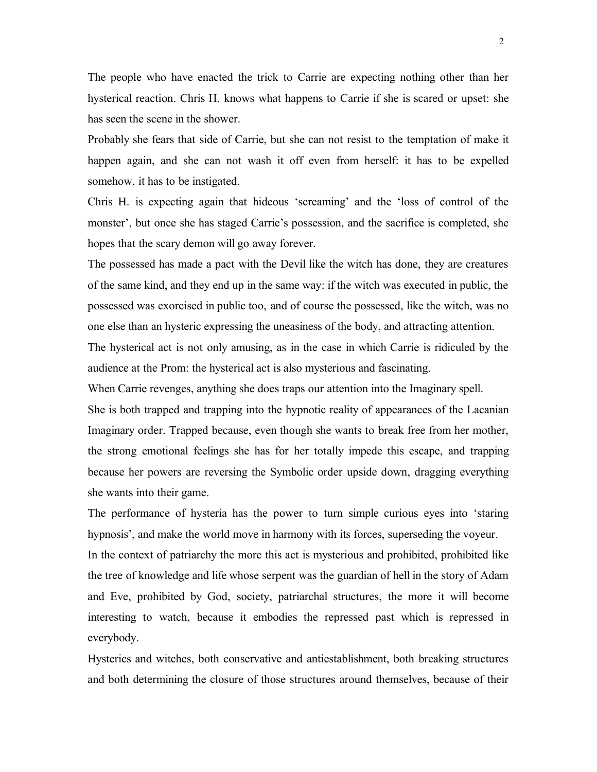The people who have enacted the trick to Carrie are expecting nothing other than her hysterical reaction. Chris H. knows what happens to Carrie if she is scared or upset: she has seen the scene in the shower.

Probably she fears that side of Carrie, but she can not resist to the temptation of make it happen again, and she can not wash it off even from herself: it has to be expelled somehow, it has to be instigated.

Chris H. is expecting again that hideous 'screaming' and the 'loss of control of the monster', but once she has staged Carrie's possession, and the sacrifice is completed, she hopes that the scary demon will go away forever.

The possessed has made a pact with the Devil like the witch has done, they are creatures of the same kind, and they end up in the same way: if the witch was executed in public, the possessed was exorcised in public too, and of course the possessed, like the witch, was no one else than an hysteric expressing the uneasiness of the body, and attracting attention.

The hysterical act is not only amusing, as in the case in which Carrie is ridiculed by the audience at the Prom: the hysterical act is also mysterious and fascinating.

When Carrie revenges, anything she does traps our attention into the Imaginary spell.

She is both trapped and trapping into the hypnotic reality of appearances of the Lacanian Imaginary order. Trapped because, even though she wants to break free from her mother, the strong emotional feelings she has for her totally impede this escape, and trapping because her powers are reversing the Symbolic order upside down, dragging everything she wants into their game.

The performance of hysteria has the power to turn simple curious eyes into 'staring hypnosis', and make the world move in harmony with its forces, superseding the voyeur.

In the context of patriarchy the more this act is mysterious and prohibited, prohibited like the tree of knowledge and life whose serpent was the guardian of hell in the story of Adam and Eve, prohibited by God, society, patriarchal structures, the more it will become interesting to watch, because it embodies the repressed past which is repressed in everybody.

Hysterics and witches, both conservative and antiestablishment, both breaking structures and both determining the closure of those structures around themselves, because of their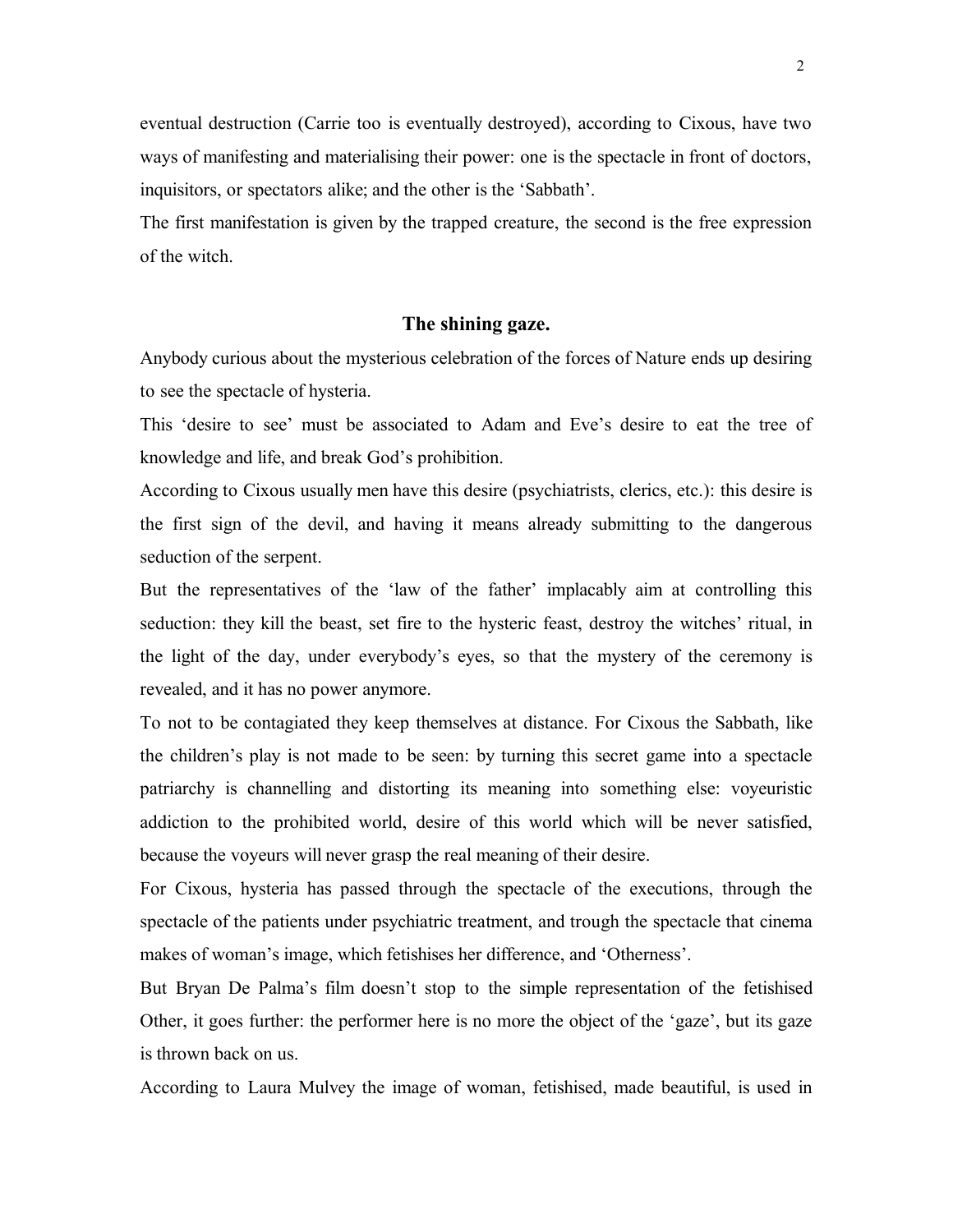eventual destruction (Carrie too is eventually destroyed), according to Cixous, have two ways of manifesting and materialising their power: one is the spectacle in front of doctors, inquisitors, or spectators alike; and the other is the 'Sabbath'.

The first manifestation is given by the trapped creature, the second is the free expression of the witch.

## The shining gaze.

Anybody curious about the mysterious celebration of the forces of Nature ends up desiring to see the spectacle of hysteria.

This 'desire to see' must be associated to Adam and Eve's desire to eat the tree of knowledge and life, and break God's prohibition.

According to Cixous usually men have this desire (psychiatrists, clerics, etc.): this desire is the first sign of the devil, and having it means already submitting to the dangerous seduction of the serpent.

But the representatives of the 'law of the father' implacably aim at controlling this seduction: they kill the beast, set fire to the hysteric feast, destroy the witches' ritual, in the light of the day, under everybody's eyes, so that the mystery of the ceremony is revealed, and it has no power anymore.

To not to be contagiated they keep themselves at distance. For Cixous the Sabbath, like the children's play is not made to be seen: by turning this secret game into a spectacle patriarchy is channelling and distorting its meaning into something else: voyeuristic addiction to the prohibited world, desire of this world which will be never satisfied, because the voyeurs will never grasp the real meaning of their desire.

For Cixous, hysteria has passed through the spectacle of the executions, through the spectacle of the patients under psychiatric treatment, and trough the spectacle that cinema makes of woman's image, which fetishises her difference, and 'Otherness'.

But Bryan De Palma's film doesn't stop to the simple representation of the fetishised Other, it goes further: the performer here is no more the object of the 'gaze', but its gaze is thrown back on us.

According to Laura Mulvey the image of woman, fetishised, made beautiful, is used in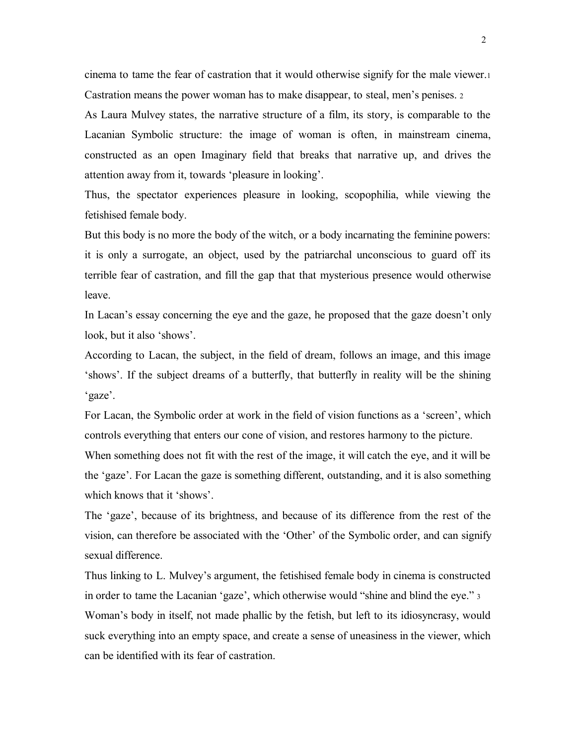cinema to tame the fear of castration that it would otherwise signify for the male viewer.[1] Castration means the power woman has to make disappear, to steal, men's penises. [2]

As Laura Mulvey states, the narrative structure of a film, its story, is comparable to the Lacanian Symbolic structure: the image of woman is often, in mainstream cinema, constructed as an open Imaginary field that breaks that narrative up, and drives the attention away from it, towards 'pleasure in looking'.

Thus, the spectator experiences pleasure in looking, scopophilia, while viewing the fetishised female body.

But this body is no more the body of the witch, or a body incarnating the feminine powers: it is only a surrogate, an object, used by the patriarchal unconscious to guard off its terrible fear of castration, and fill the gap that that mysterious presence would otherwise leave.

In Lacan's essay concerning the eye and the gaze, he proposed that the gaze doesn't only look, but it also 'shows'.

According to Lacan, the subject, in the field of dream, follows an image, and this image 'shows'. If the subject dreams of a butterfly, that butterfly in reality will be the shining 'gaze'.

For Lacan, the Symbolic order at work in the field of vision functions as a 'screen', which controls everything that enters our cone of vision, and restores harmony to the picture.

When something does not fit with the rest of the image, it will catch the eye, and it will be the 'gaze'. For Lacan the gaze is something different, outstanding, and it is also something which knows that it 'shows'.

The 'gaze', because of its brightness, and because of its difference from the rest of the vision, can therefore be associated with the 'Other' of the Symbolic order, and can signify sexual difference.

Thus linking to L. Mulvey's argument, the fetishised female body in cinema is constructed in order to tame the Lacanian 'gaze', which otherwise would "shine and blind the eye." [3]

Woman's body in itself, not made phallic by the fetish, but left to its idiosyncrasy, would suck everything into an empty space, and create a sense of uneasiness in the viewer, which can be identified with its fear of castration.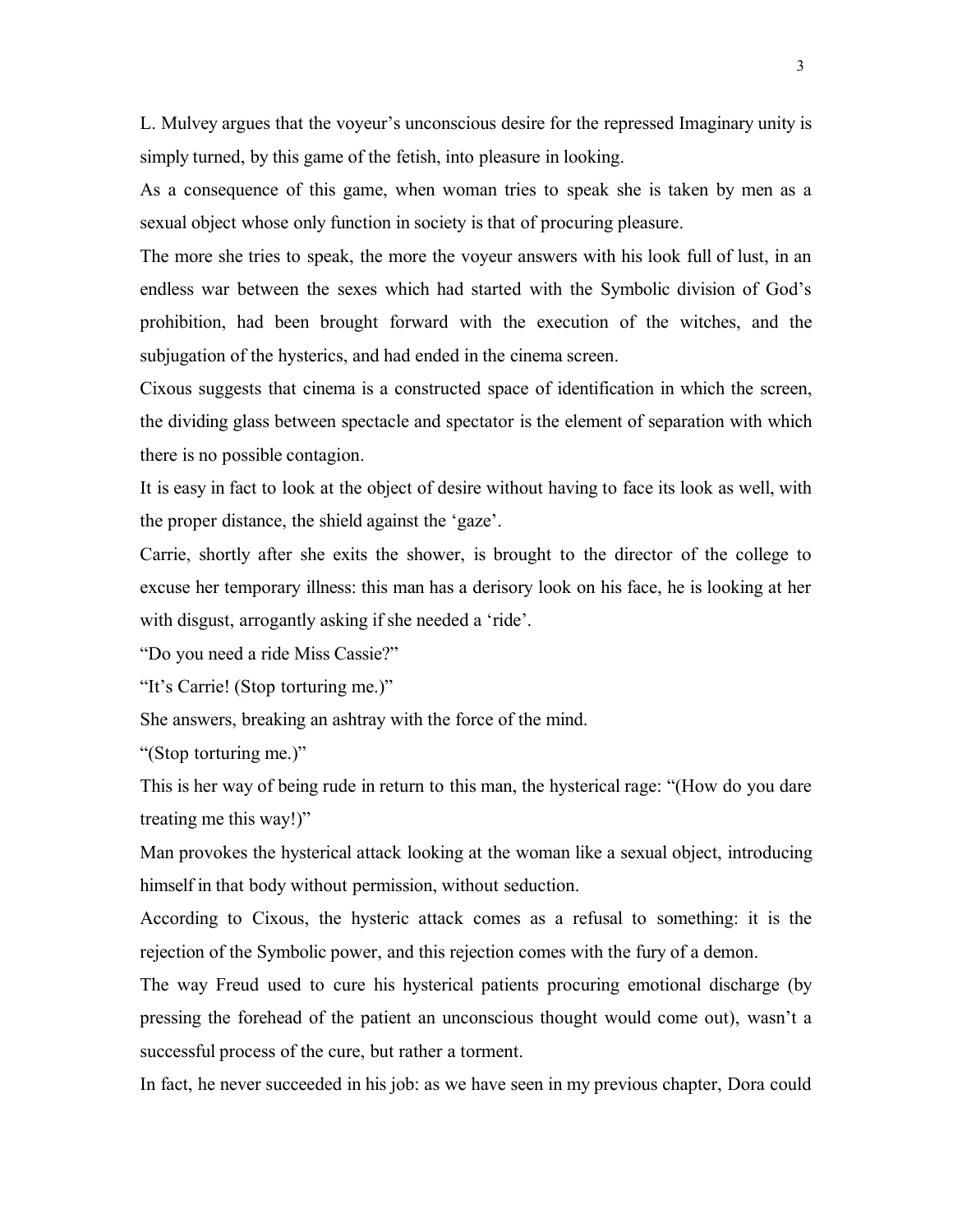L. Mulvey argues that the voyeur's unconscious desire for the repressed Imaginary unity is simply turned, by this game of the fetish, into pleasure in looking.

As a consequence of this game, when woman tries to speak she is taken by men as a sexual object whose only function in society is that of procuring pleasure.

The more she tries to speak, the more the voyeur answers with his look full of lust, in an endless war between the sexes which had started with the Symbolic division of God's prohibition, had been brought forward with the execution of the witches, and the subjugation of the hysterics, and had ended in the cinema screen.

Cixous suggests that cinema is a constructed space of identification in which the screen, the dividing glass between spectacle and spectator is the element of separation with which there is no possible contagion.

It is easy in fact to look at the object of desire without having to face its look as well, with the proper distance, the shield against the 'gaze'.

Carrie, shortly after she exits the shower, is brought to the director of the college to excuse her temporary illness: this man has a derisory look on his face, he is looking at her with disgust, arrogantly asking if she needed a 'ride'.

"Do you need a ride Miss Cassie?"

"It's Carrie! (Stop torturing me.)"

She answers, breaking an ashtray with the force of the mind.

"(Stop torturing me.)"

This is her way of being rude in return to this man, the hysterical rage: "(How do you dare treating me this way!)"

Man provokes the hysterical attack looking at the woman like a sexual object, introducing himself in that body without permission, without seduction.

According to Cixous, the hysteric attack comes as a refusal to something: it is the rejection of the Symbolic power, and this rejection comes with the fury of a demon.

The way Freud used to cure his hysterical patients procuring emotional discharge (by pressing the forehead of the patient an unconscious thought would come out), wasn't a successful process of the cure, but rather a torment.

In fact, he never succeeded in his job: as we have seen in my previous chapter, Dora could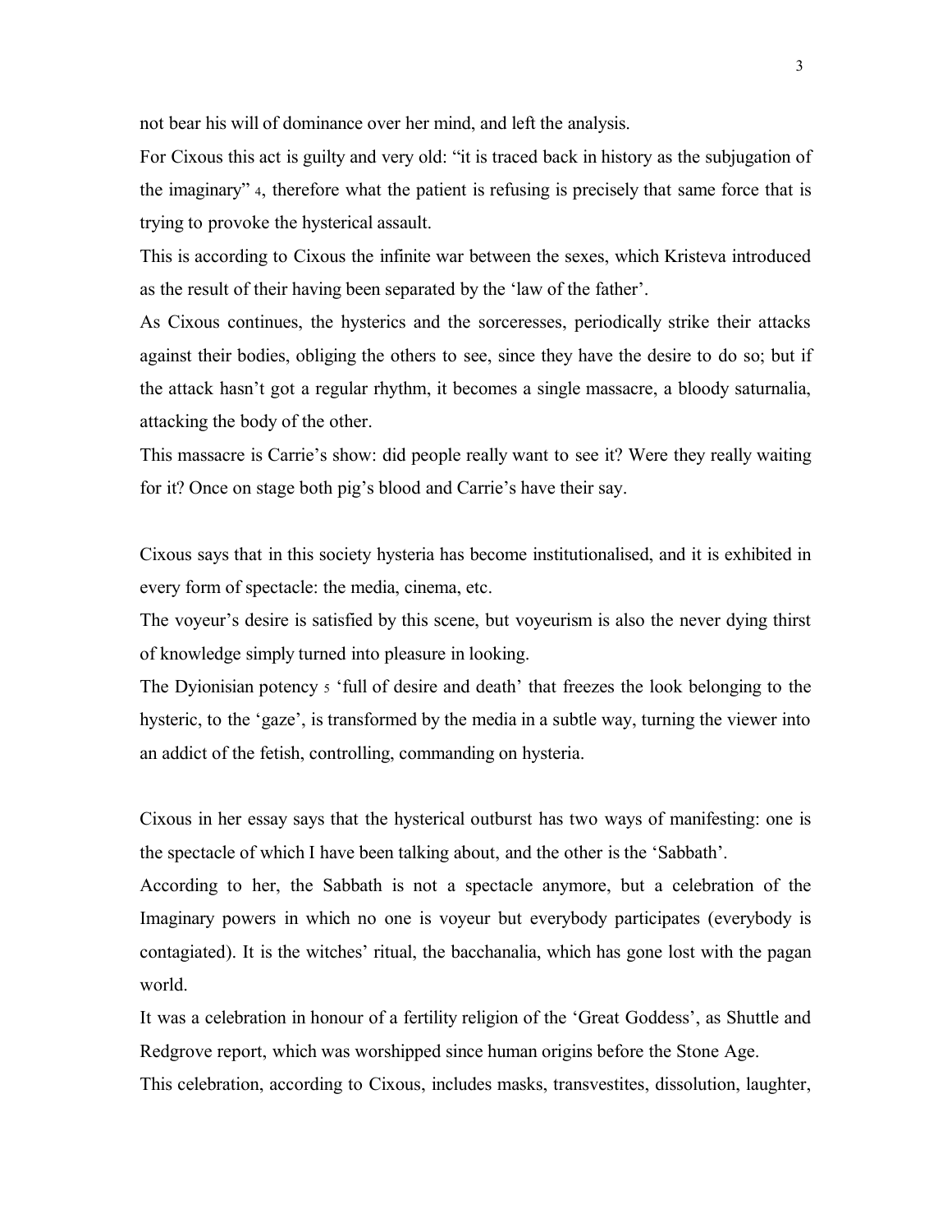not bear his will of dominance over her mind, and left the analysis.

For Cixous this act is guilty and very old: "it is traced back in history as the subjugation of the imaginary" [4], therefore what the patient is refusing is precisely that same force that is trying to provoke the hysterical assault.

This is according to Cixous the infinite war between the sexes, which Kristeva introduced as the result of their having been separated by the 'law of the father'.

As Cixous continues, the hysterics and the sorceresses, periodically strike their attacks against their bodies, obliging the others to see, since they have the desire to do so; but if the attack hasn't got a regular rhythm, it becomes a single massacre, a bloody saturnalia, attacking the body of the other.

This massacre is Carrie's show: did people really want to see it? Were they really waiting for it? Once on stage both pig's blood and Carrie's have their say.

Cixous says that in this society hysteria has become institutionalised, and it is exhibited in every form of spectacle: the media, cinema, etc.

The voyeur's desire is satisfied by this scene, but voyeurism is also the never dying thirst of knowledge simply turned into pleasure in looking.

The Dyionisian potency [5] 'full of desire and death' that freezes the look belonging to the hysteric, to the 'gaze', is transformed by the media in a subtle way, turning the viewer into an addict of the fetish, controlling, commanding on hysteria.

Cixous in her essay says that the hysterical outburst has two ways of manifesting: one is the spectacle of which I have been talking about, and the other is the 'Sabbath'.

According to her, the Sabbath is not a spectacle anymore, but a celebration of the Imaginary powers in which no one is voyeur but everybody participates (everybody is contagiated). It is the witches' ritual, the bacchanalia, which has gone lost with the pagan world.

It was a celebration in honour of a fertility religion of the 'Great Goddess', as Shuttle and Redgrove report, which was worshipped since human origins before the Stone Age.

This celebration, according to Cixous, includes masks, transvestites, dissolution, laughter,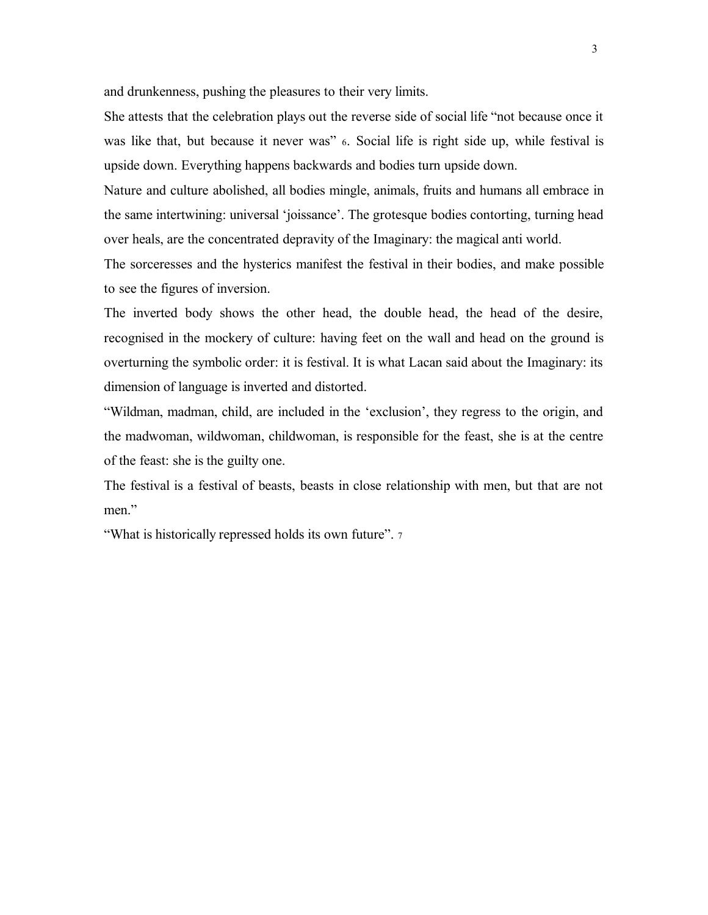and drunkenness, pushing the pleasures to their very limits.

She attests that the celebration plays out the reverse side of social life "not because once it was like that, but because it never was" [6]. Social life is right side up, while festival is upside down. Everything happens backwards and bodies turn upside down.

Nature and culture abolished, all bodies mingle, animals, fruits and humans all embrace in the same intertwining: universal 'joissance'. The grotesque bodies contorting, turning head over heals, are the concentrated depravity of the Imaginary: the magical anti world.

The sorceresses and the hysterics manifest the festival in their bodies, and make possible to see the figures of inversion.

The inverted body shows the other head, the double head, the head of the desire, recognised in the mockery of culture: having feet on the wall and head on the ground is overturning the symbolic order: it is festival. It is what Lacan said about the Imaginary: its dimension of language is inverted and distorted.

"Wildman, madman, child, are included in the 'exclusion', they regress to the origin, and the madwoman, wildwoman, childwoman, is responsible for the feast, she is at the centre of the feast: she is the guilty one.

The festival is a festival of beasts, beasts in close relationship with men, but that are not men."

"What is historically repressed holds its own future". [7]